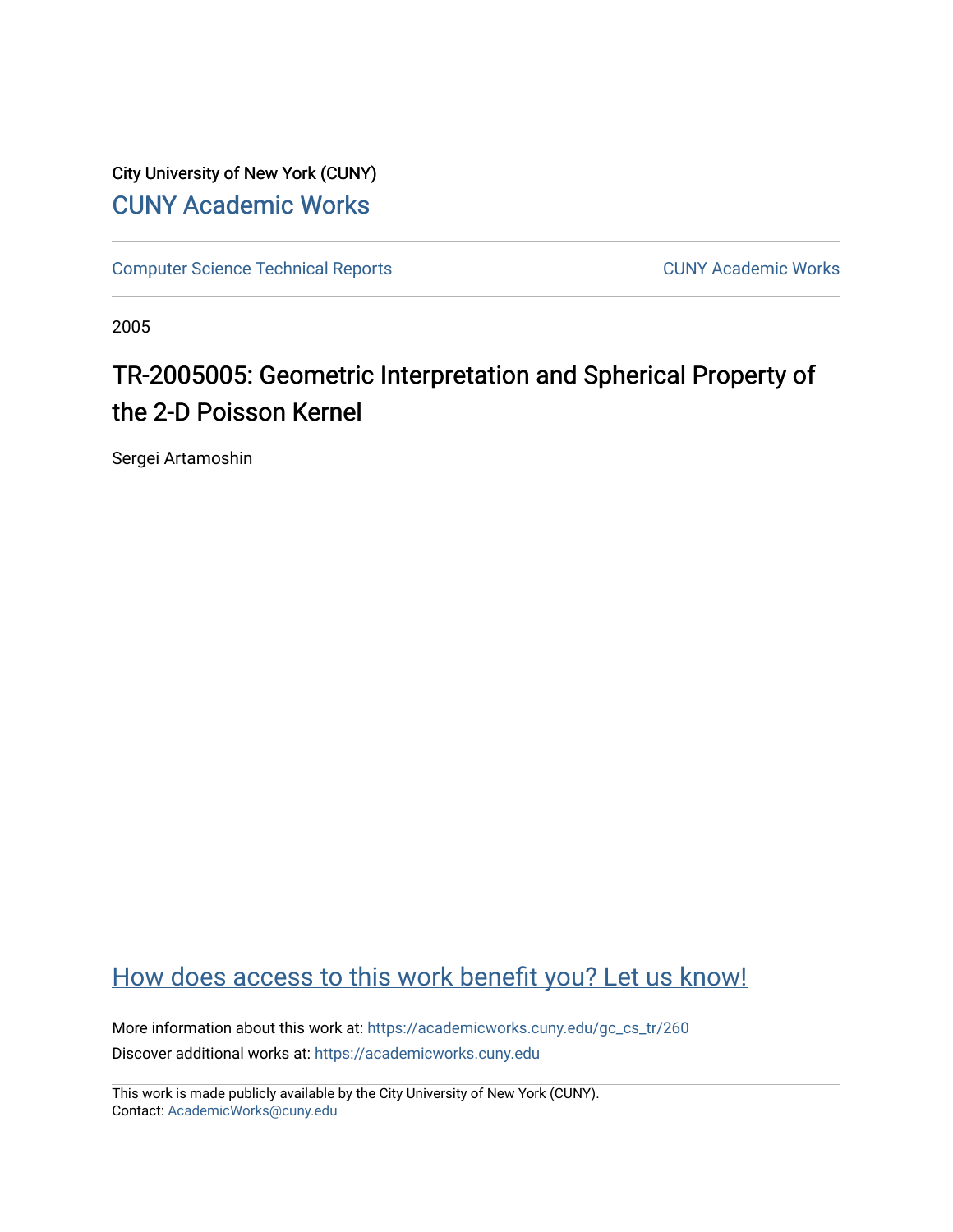City University of New York (CUNY)

CUNY Academic Works

Computer Science Technical Reports

CUNY Academic Works

2005

# TR-2005005: Geometric Interpretation and Spherical Property of the 2-D Poisson Kernel

Sergei Artamoshin

How does access to this work benefit you? Let us know!

More information about this work at: https://academicworks.cuny.edu/gc_cs_tr/260

Discover additional works at: https://academicworks.cuny.edu

This work is made publicly available by the City University of New York (CUNY).
Contact: AcademicWorks@cuny.edu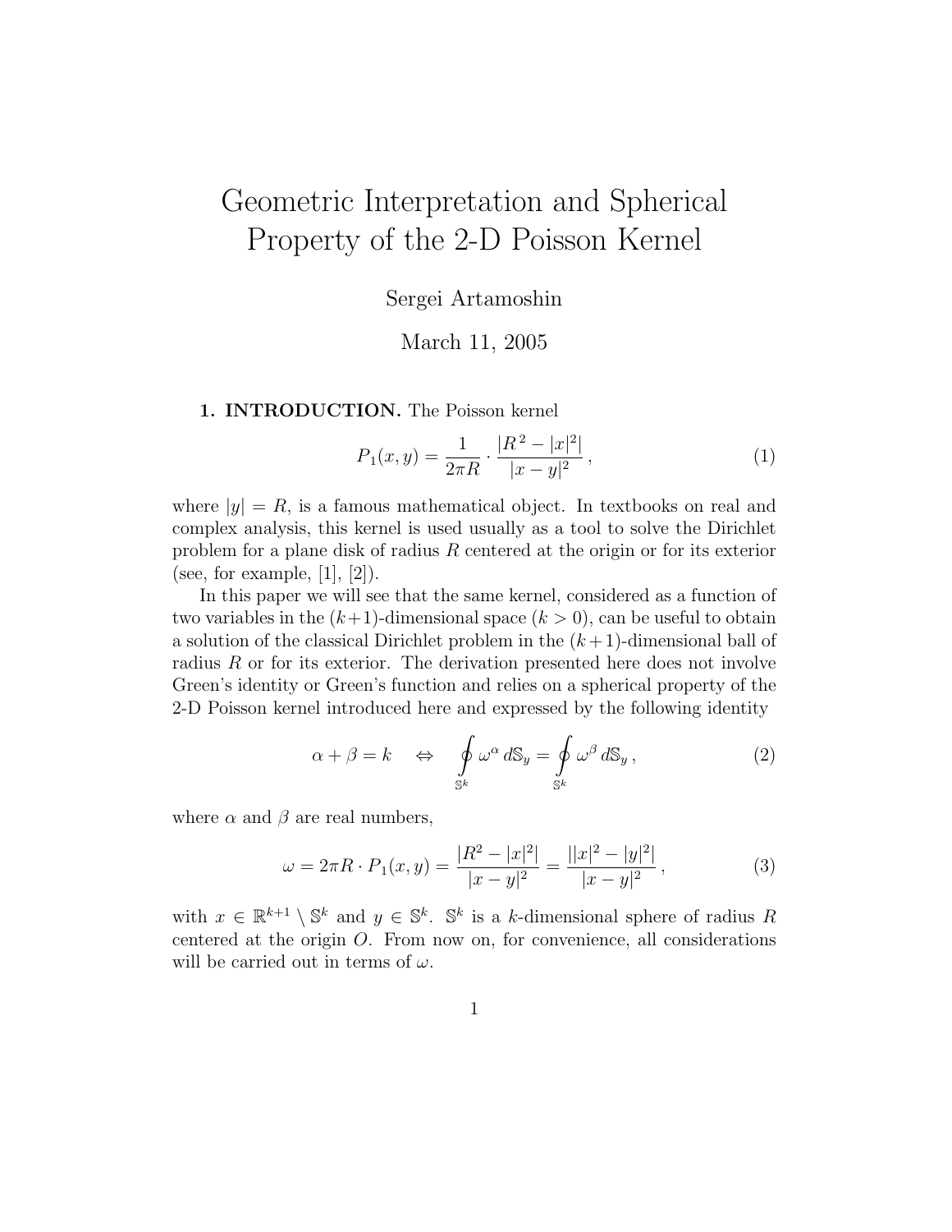# Geometric Interpretation and Spherical Property of the 2-D Poisson Kernel

Sergei Artamoshin

March 11, 2005

**1. INTRODUCTION.** The Poisson kernel

$$P_1(x, y) = \frac{1}{2\pi R} \cdot \frac{|R^2 - |x|^2|}{|x - y|^2}\,, \tag{1}$$

where $|y| = R$, is a famous mathematical object. In textbooks on real and complex analysis, this kernel is used usually as a tool to solve the Dirichlet problem for a plane disk of radius $R$ centered at the origin or for its exterior (see, for example, [1], [2]).

In this paper we will see that the same kernel, considered as a function of two variables in the $(k+1)$-dimensional space $(k > 0)$, can be useful to obtain a solution of the classical Dirichlet problem in the $(k+1)$-dimensional ball of radius $R$ or for its exterior. The derivation presented here does not involve Green's identity or Green's function and relies on a spherical property of the 2-D Poisson kernel introduced here and expressed by the following identity

$$\alpha + \beta = k \quad \Leftrightarrow \quad \oint\limits_{\mathbb{S}^k} \omega^{\alpha}\, d\mathbb{S}_y = \oint\limits_{\mathbb{S}^k} \omega^{\beta}\, d\mathbb{S}_y\,, \tag{2}$$

where $\alpha$ and $\beta$ are real numbers,

$$\omega = 2\pi R \cdot P_1(x, y) = \frac{|R^2 - |x|^2|}{|x - y|^2} = \frac{||x|^2 - |y|^2|}{|x - y|^2}\,, \tag{3}$$

with $x \in \mathbb{R}^{k+1} \setminus \mathbb{S}^k$ and $y \in \mathbb{S}^k$. $\mathbb{S}^k$ is a $k$-dimensional sphere of radius $R$ centered at the origin $O$. From now on, for convenience, all considerations will be carried out in terms of $\omega$.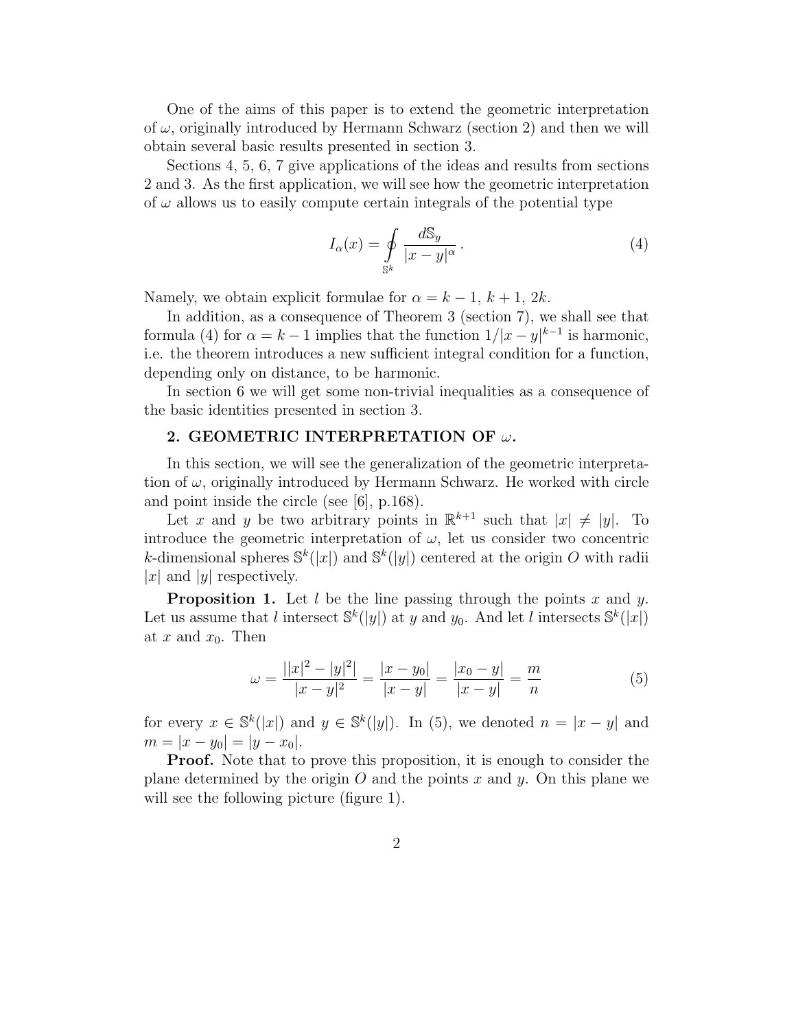One of the aims of this paper is to extend the geometric interpretation of $\omega$, originally introduced by Hermann Schwarz (section 2) and then we will obtain several basic results presented in section 3.

Sections 4, 5, 6, 7 give applications of the ideas and results from sections 2 and 3. As the first application, we will see how the geometric interpretation of $\omega$ allows us to easily compute certain integrals of the potential type

$$I_\alpha(x) = \oint\limits_{\mathbb{S}^k} \frac{d\mathbb{S}_y}{|x-y|^\alpha}\,. \tag{4}$$

Namely, we obtain explicit formulae for $\alpha = k-1,\, k+1,\, 2k$.

In addition, as a consequence of Theorem 3 (section 7), we shall see that formula (4) for $\alpha = k-1$ implies that the function $1/|x-y|^{k-1}$ is harmonic, i.e. the theorem introduces a new sufficient integral condition for a function, depending only on distance, to be harmonic.

In section 6 we will get some non-trivial inequalities as a consequence of the basic identities presented in section 3.

## 2. GEOMETRIC INTERPRETATION OF $\omega$.

In this section, we will see the generalization of the geometric interpretation of $\omega$, originally introduced by Hermann Schwarz. He worked with circle and point inside the circle (see [6], p.168).

Let $x$ and $y$ be two arbitrary points in $\mathbb{R}^{k+1}$ such that $|x| \neq |y|$. To introduce the geometric interpretation of $\omega$, let us consider two concentric $k$-dimensional spheres $\mathbb{S}^k(|x|)$ and $\mathbb{S}^k(|y|)$ centered at the origin $O$ with radii $|x|$ and $|y|$ respectively.

**Proposition 1.** Let $l$ be the line passing through the points $x$ and $y$. Let us assume that $l$ intersect $\mathbb{S}^k(|y|)$ at $y$ and $y_0$. And let $l$ intersects $\mathbb{S}^k(|x|)$ at $x$ and $x_0$. Then

$$\omega = \frac{||x|^2 - |y|^2|}{|x-y|^2} = \frac{|x-y_0|}{|x-y|} = \frac{|x_0-y|}{|x-y|} = \frac{m}{n} \tag{5}$$

for every $x \in \mathbb{S}^k(|x|)$ and $y \in \mathbb{S}^k(|y|)$. In (5), we denoted $n = |x-y|$ and $m = |x-y_0| = |y-x_0|$.

**Proof.** Note that to prove this proposition, it is enough to consider the plane determined by the origin $O$ and the points $x$ and $y$. On this plane we will see the following picture (figure 1).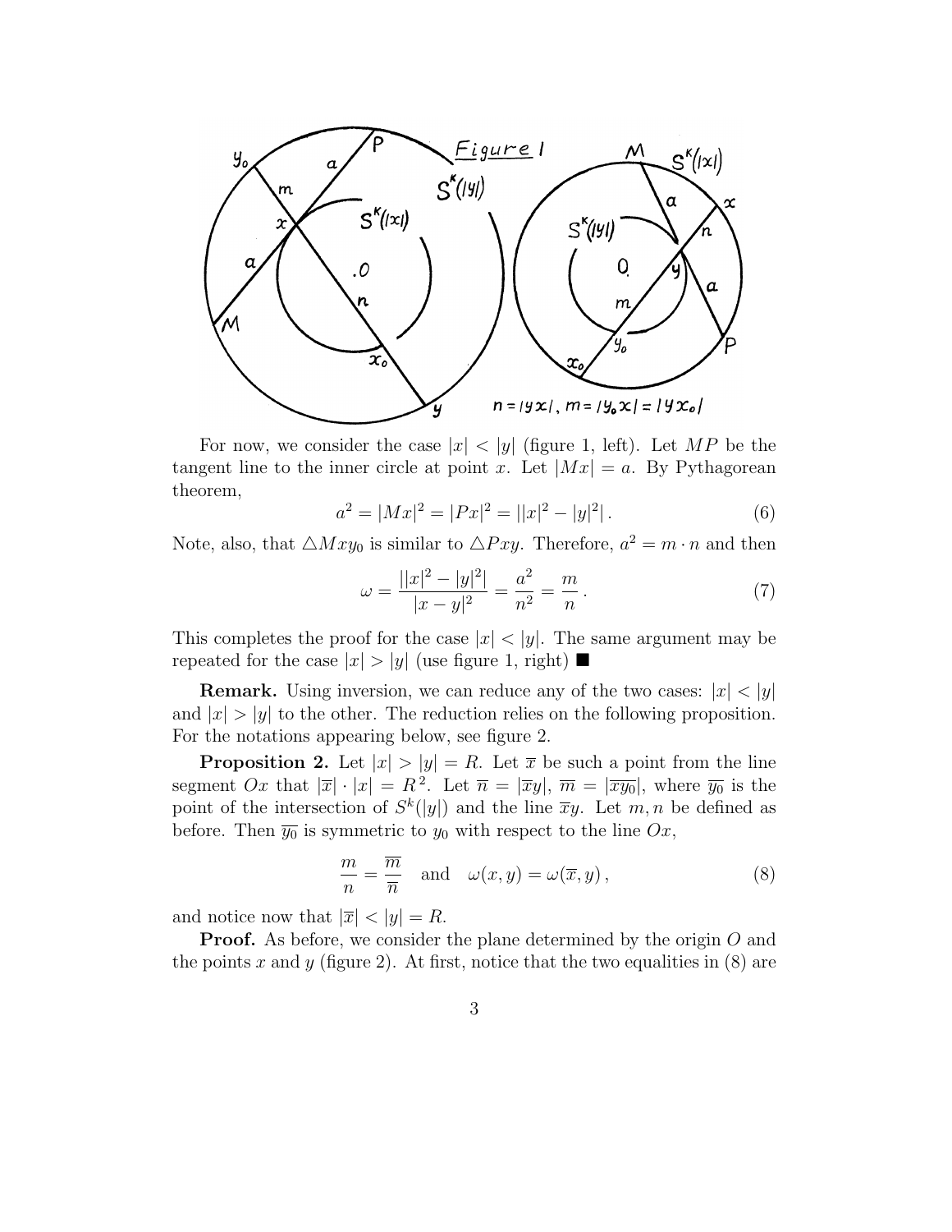For now, we consider the case $|x| < |y|$ (figure 1, left). Let $MP$ be the tangent line to the inner circle at point $x$. Let $|Mx| = a$. By Pythagorean theorem,

$$a^2 = |Mx|^2 = |Px|^2 = \left||x|^2 - |y|^2\right|. \tag{6}$$

Note, also, that $\triangle Mxy_0$ is similar to $\triangle Pxy$. Therefore, $a^2 = m \cdot n$ and then

$$\omega = \frac{\left||x|^2 - |y|^2\right|}{|x-y|^2} = \frac{a^2}{n^2} = \frac{m}{n}. \tag{7}$$

This completes the proof for the case $|x| < |y|$. The same argument may be repeated for the case $|x| > |y|$ (use figure 1, right) ■

**Remark.** Using inversion, we can reduce any of the two cases: $|x| < |y|$ and $|x| > |y|$ to the other. The reduction relies on the following proposition. For the notations appearing below, see figure 2.

**Proposition 2.** Let $|x| > |y| = R$. Let $\overline{x}$ be such a point from the line segment $Ox$ that $|\overline{x}| \cdot |x| = R^2$. Let $\overline{n} = |\overline{x}y|$, $\overline{m} = |\overline{x}\overline{y_0}|$, where $\overline{y_0}$ is the point of the intersection of $S^k(|y|)$ and the line $\overline{x}y$. Let $m, n$ be defined as before. Then $\overline{y_0}$ is symmetric to $y_0$ with respect to the line $Ox$,

$$\frac{m}{n} = \frac{\overline{m}}{\overline{n}} \quad \text{and} \quad \omega(x,y) = \omega(\overline{x}, y), \tag{8}$$

and notice now that $|\overline{x}| < |y| = R$.

**Proof.** As before, we consider the plane determined by the origin $O$ and the points $x$ and $y$ (figure 2). At first, notice that the two equalities in (8) are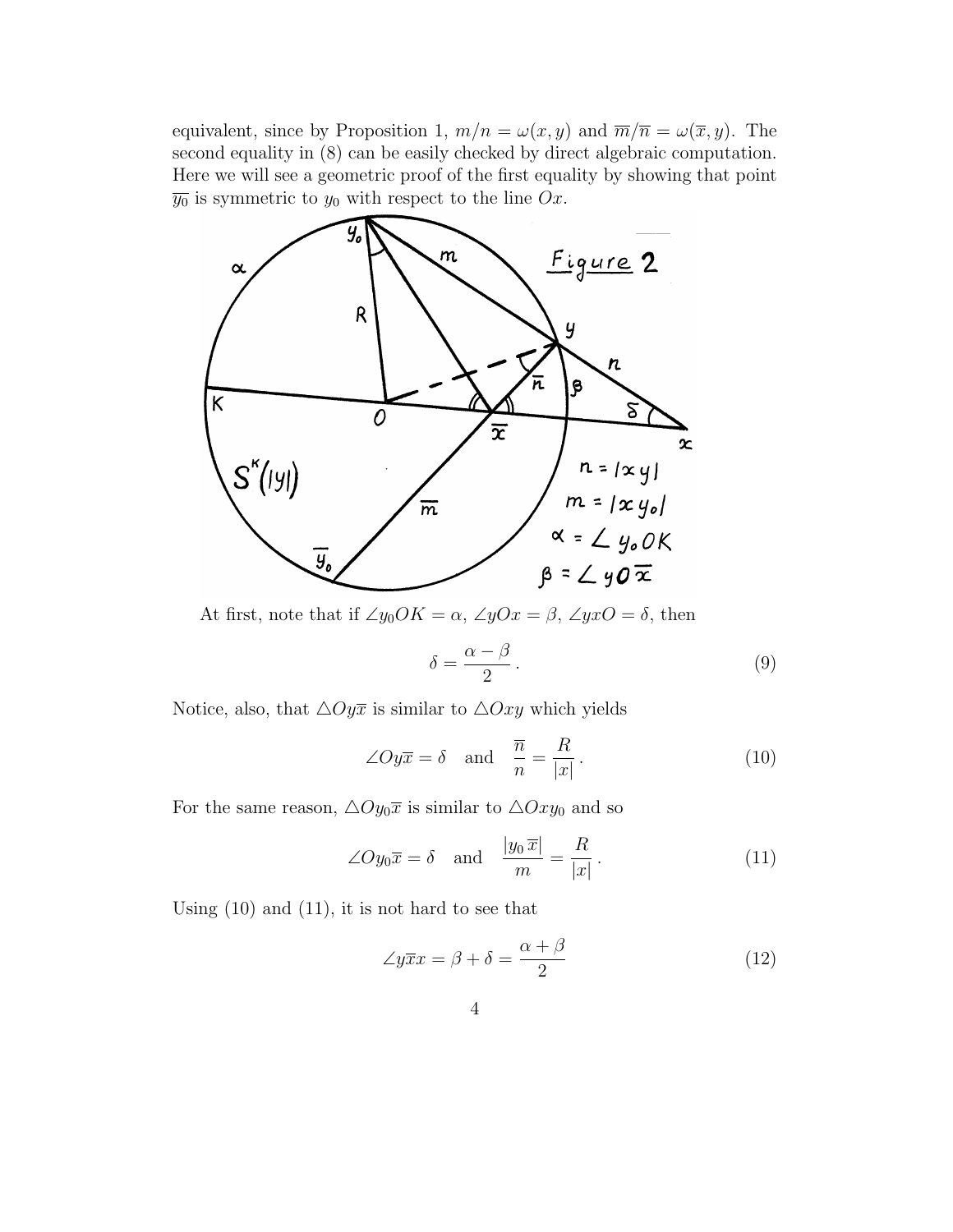equivalent, since by Proposition 1, $m/n = \omega(x, y)$ and $\overline{m}/\overline{n} = \omega(\overline{x}, y)$. The second equality in (8) can be easily checked by direct algebraic computation. Here we will see a geometric proof of the first equality by showing that point $\overline{y_0}$ is symmetric to $y_0$ with respect to the line $Ox$.

At first, note that if $\angle y_0OK = \alpha$, $\angle yOx = \beta$, $\angle yxO = \delta$, then

$$\delta = \frac{\alpha - \beta}{2}\,. \tag{9}$$

Notice, also, that $\triangle Oy\overline{x}$ is similar to $\triangle Oxy$ which yields

$$\angle Oy\overline{x} = \delta \quad \text{and} \quad \frac{\overline{n}}{n} = \frac{R}{|x|}\,. \tag{10}$$

For the same reason, $\triangle Oy_0\overline{x}$ is similar to $\triangle Oxy_0$ and so

$$\angle Oy_0\overline{x} = \delta \quad \text{and} \quad \frac{|y_0\,\overline{x}|}{m} = \frac{R}{|x|}\,. \tag{11}$$

Using (10) and (11), it is not hard to see that

$$\angle y\overline{x}x = \beta + \delta = \frac{\alpha + \beta}{2} \tag{12}$$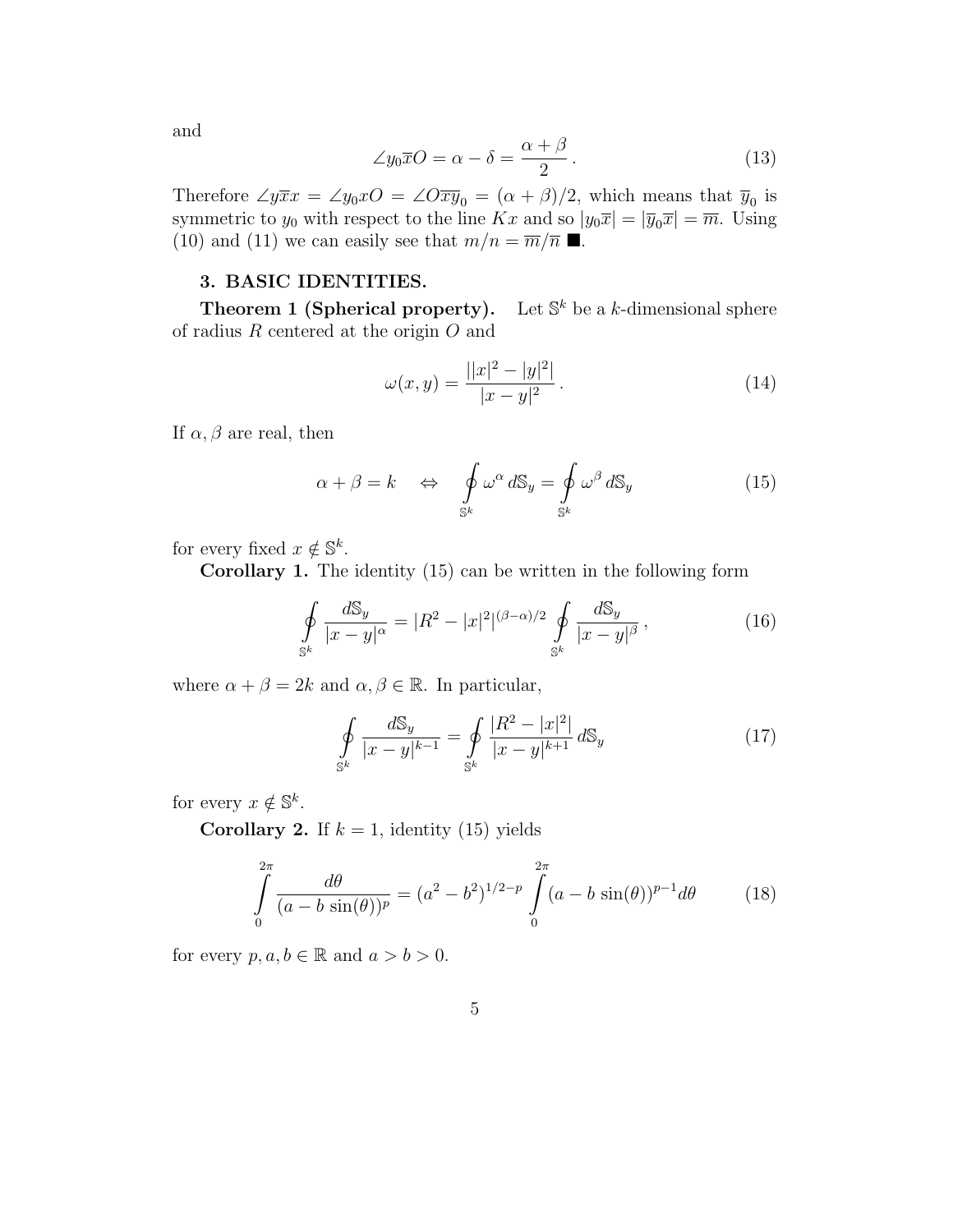and

$$\angle y_0\overline{x}O = \alpha - \delta = \frac{\alpha + \beta}{2}\,. \tag{13}$$

Therefore $\angle y\overline{x}x = \angle y_0 x O = \angle O\overline{x}\overline{y}_0 = (\alpha+\beta)/2$, which means that $\overline{y}_0$ is symmetric to $y_0$ with respect to the line $Kx$ and so $|y_0\overline{x}| = |\overline{y}_0\overline{x}| = \overline{m}$. Using (10) and (11) we can easily see that $m/n = \overline{m}/\overline{n}$ ■.

## 3. BASIC IDENTITIES.

**Theorem 1 (Spherical property).** Let $\mathbb{S}^k$ be a $k$-dimensional sphere of radius $R$ centered at the origin $O$ and

$$\omega(x,y) = \frac{||x|^2 - |y|^2|}{|x-y|^2}\,. \tag{14}$$

If $\alpha, \beta$ are real, then

$$\alpha + \beta = k \quad \Leftrightarrow \quad \oint\limits_{\mathbb{S}^k} \omega^\alpha \, d\mathbb{S}_y = \oint\limits_{\mathbb{S}^k} \omega^\beta \, d\mathbb{S}_y \tag{15}$$

for every fixed $x \notin \mathbb{S}^k$.

**Corollary 1.** The identity (15) can be written in the following form

$$\oint\limits_{\mathbb{S}^k} \frac{d\mathbb{S}_y}{|x-y|^\alpha} = |R^2 - |x|^2|^{(\beta-\alpha)/2} \oint\limits_{\mathbb{S}^k} \frac{d\mathbb{S}_y}{|x-y|^\beta}\,, \tag{16}$$

where $\alpha + \beta = 2k$ and $\alpha, \beta \in \mathbb{R}$. In particular,

$$\oint\limits_{\mathbb{S}^k} \frac{d\mathbb{S}_y}{|x-y|^{k-1}} = \oint\limits_{\mathbb{S}^k} \frac{|R^2 - |x|^2|}{|x-y|^{k+1}}\, d\mathbb{S}_y \tag{17}$$

for every $x \notin \mathbb{S}^k$.

**Corollary 2.** If $k = 1$, identity (15) yields

$$\int\limits_0^{2\pi} \frac{d\theta}{(a - b\,\sin(\theta))^p} = (a^2 - b^2)^{1/2-p} \int\limits_0^{2\pi} (a - b\,\sin(\theta))^{p-1} d\theta \tag{18}$$

for every $p, a, b \in \mathbb{R}$ and $a > b > 0$.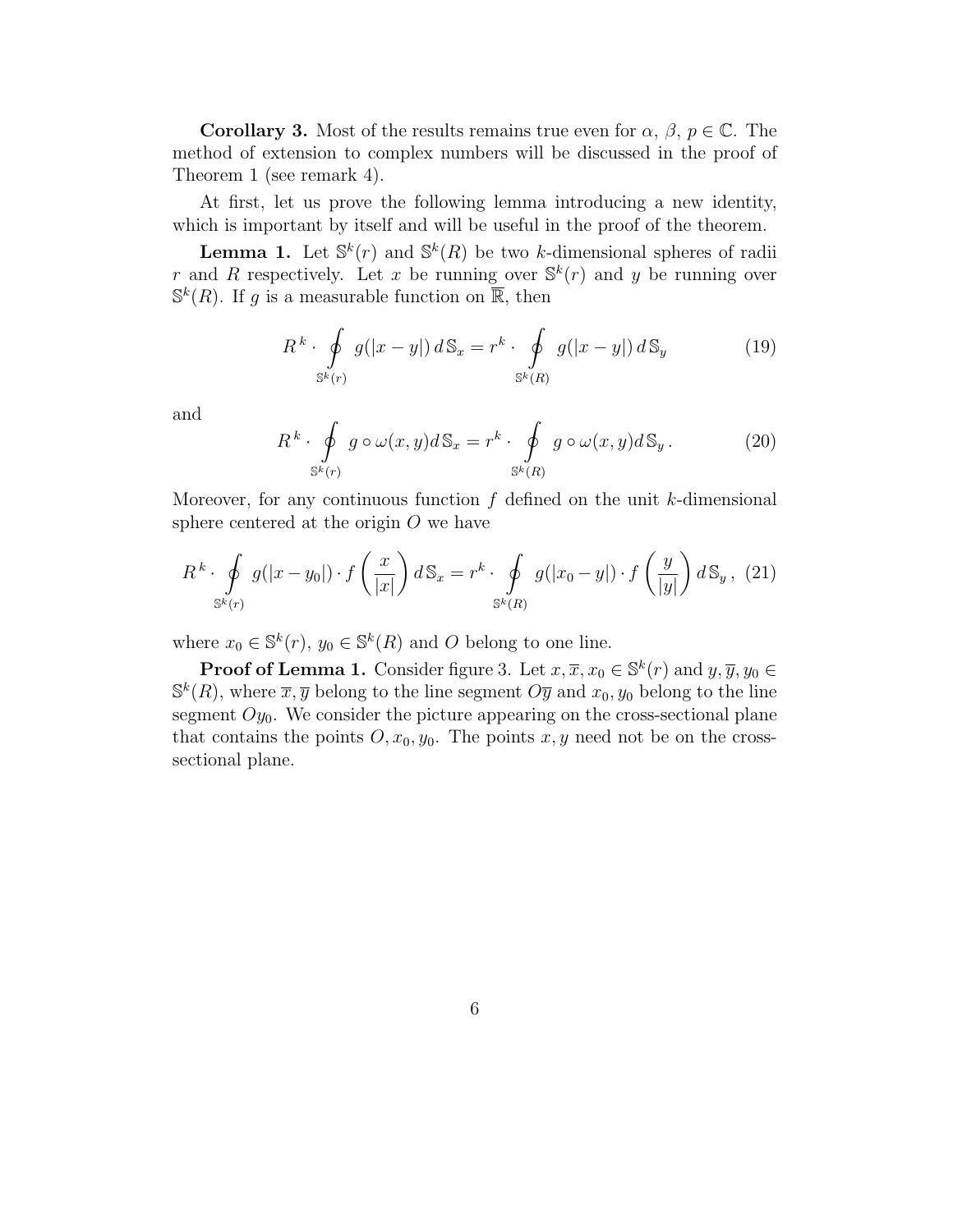**Corollary 3.** Most of the results remains true even for $\alpha,\ \beta,\ p \in \mathbb{C}$. The method of extension to complex numbers will be discussed in the proof of Theorem 1 (see remark 4).

At first, let us prove the following lemma introducing a new identity, which is important by itself and will be useful in the proof of the theorem.

**Lemma 1.** Let $\mathbb{S}^k(r)$ and $\mathbb{S}^k(R)$ be two $k$-dimensional spheres of radii $r$ and $R$ respectively. Let $x$ be running over $\mathbb{S}^k(r)$ and $y$ be running over $\mathbb{S}^k(R)$. If $g$ is a measurable function on $\overline{\mathbb{R}}$, then

$$R^{\,k} \cdot \oint\limits_{\mathbb{S}^k(r)} g(|x-y|)\, d\,\mathbb{S}_x = r^k \cdot \oint\limits_{\mathbb{S}^k(R)} g(|x-y|)\, d\,\mathbb{S}_y \tag{19}$$

and

$$R^{\,k} \cdot \oint\limits_{\mathbb{S}^k(r)} g \circ \omega(x,y) d\,\mathbb{S}_x = r^k \cdot \oint\limits_{\mathbb{S}^k(R)} g \circ \omega(x,y) d\,\mathbb{S}_y\,. \tag{20}$$

Moreover, for any continuous function $f$ defined on the unit $k$-dimensional sphere centered at the origin $O$ we have

$$R^{\,k} \cdot \oint\limits_{\mathbb{S}^k(r)} g(|x-y_0|) \cdot f\left(\frac{x}{|x|}\right) d\,\mathbb{S}_x = r^k \cdot \oint\limits_{\mathbb{S}^k(R)} g(|x_0-y|) \cdot f\left(\frac{y}{|y|}\right) d\,\mathbb{S}_y\,, \tag{21}$$

where $x_0 \in \mathbb{S}^k(r)$, $y_0 \in \mathbb{S}^k(R)$ and $O$ belong to one line.

**Proof of Lemma 1.** Consider figure 3. Let $x, \overline{x}, x_0 \in \mathbb{S}^k(r)$ and $y, \overline{y}, y_0 \in \mathbb{S}^k(R)$, where $\overline{x}, \overline{y}$ belong to the line segment $O\overline{y}$ and $x_0, y_0$ belong to the line segment $Oy_0$. We consider the picture appearing on the cross-sectional plane that contains the points $O, x_0, y_0$. The points $x, y$ need not be on the cross-sectional plane.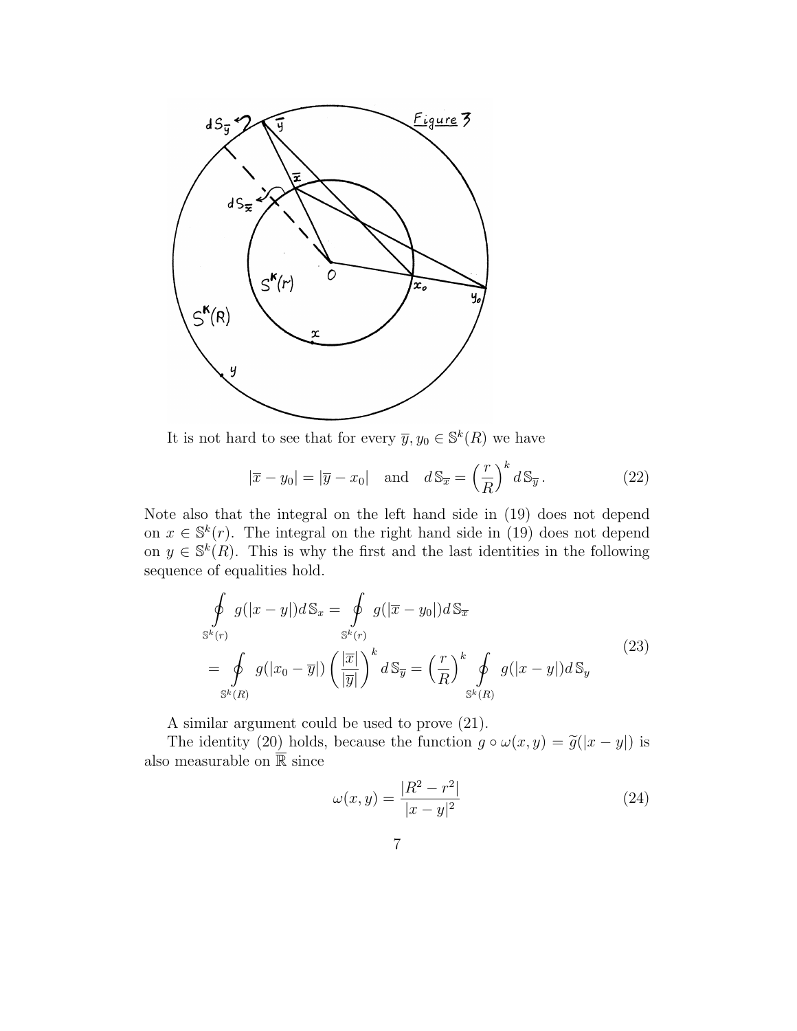It is not hard to see that for every $\overline{y}, y_0 \in \mathbb{S}^k(R)$ we have

$$
|\overline{x} - y_0| = |\overline{y} - x_0| \quad \text{and} \quad d\,\mathbb{S}_{\overline{x}} = \left(\frac{r}{R}\right)^k d\,\mathbb{S}_{\overline{y}}\,. \tag{22}
$$

Note also that the integral on the left hand side in (19) does not depend on $x \in \mathbb{S}^k(r)$. The integral on the right hand side in (19) does not depend on $y \in \mathbb{S}^k(R)$. This is why the first and the last identities in the following sequence of equalities hold.

$$
\begin{aligned}
\oint\limits_{\mathbb{S}^k(r)} g(|x-y|) d\,\mathbb{S}_x &= \oint\limits_{\mathbb{S}^k(r)} g(|\overline{x} - y_0|) d\,\mathbb{S}_{\overline{x}} \\
&= \oint\limits_{\mathbb{S}^k(R)} g(|x_0 - \overline{y}|) \left(\frac{|\overline{x}|}{|\overline{y}|}\right)^k d\,\mathbb{S}_{\overline{y}} = \left(\frac{r}{R}\right)^k \oint\limits_{\mathbb{S}^k(R)} g(|x-y|) d\,\mathbb{S}_y
\end{aligned} \tag{23}
$$

A similar argument could be used to prove (21).

The identity (20) holds, because the function $g \circ \omega(x,y) = \widetilde{g}(|x-y|)$ is also measurable on $\overline{\mathbb{R}}$ since

$$
\omega(x,y) = \frac{|R^2 - r^2|}{|x-y|^2} \tag{24}
$$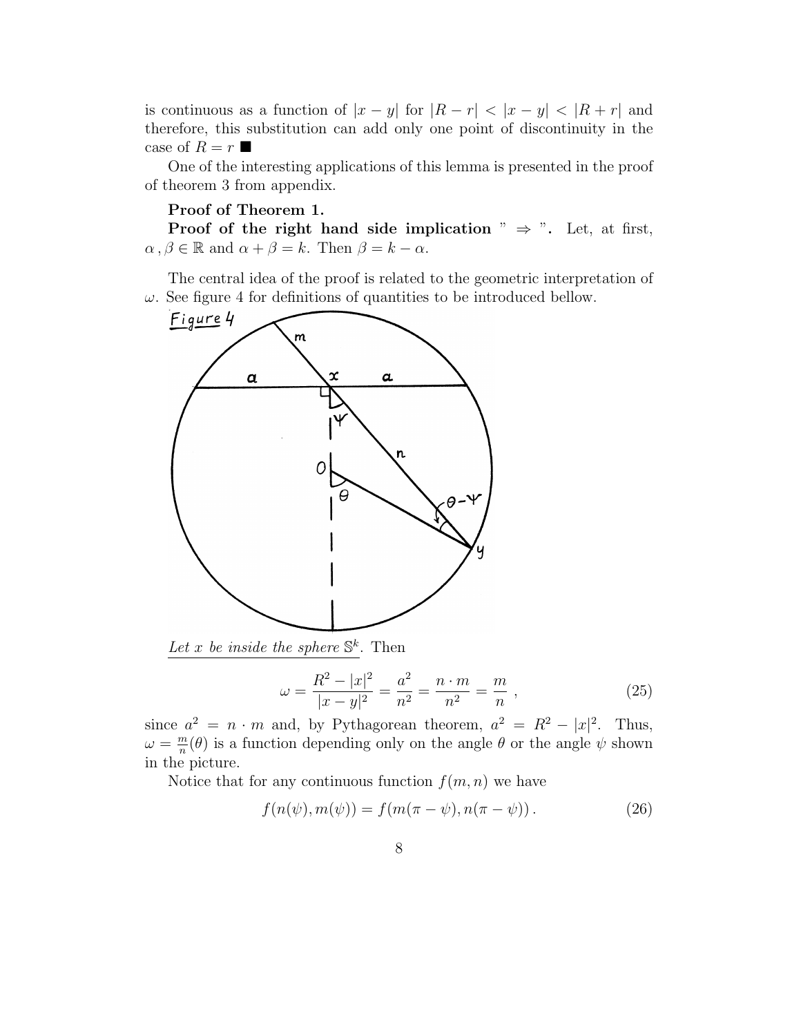is continuous as a function of $|x-y|$ for $|R-r| < |x-y| < |R+r|$ and therefore, this substitution can add only one point of discontinuity in the case of $R = r$ ■

One of the interesting applications of this lemma is presented in the proof of theorem 3 from appendix.

**Proof of Theorem 1.**

**Proof of the right hand side implication " $\Rightarrow$ ".** Let, at first, $\alpha, \beta \in \mathbb{R}$ and $\alpha + \beta = k$. Then $\beta = k - \alpha$.

The central idea of the proof is related to the geometric interpretation of $\omega$. See figure 4 for definitions of quantities to be introduced bellow.

Figure 4

*Let $x$ be inside the sphere $\mathbb{S}^k$.* Then

$$\omega = \frac{R^2 - |x|^2}{|x-y|^2} = \frac{a^2}{n^2} = \frac{n \cdot m}{n^2} = \frac{m}{n}\ , \tag{25}$$

since $a^2 = n \cdot m$ and, by Pythagorean theorem, $a^2 = R^2 - |x|^2$. Thus, $\omega = \frac{m}{n}(\theta)$ is a function depending only on the angle $\theta$ or the angle $\psi$ shown in the picture.

Notice that for any continuous function $f(m, n)$ we have

$$f(n(\psi), m(\psi)) = f(m(\pi - \psi), n(\pi - \psi))\,. \tag{26}$$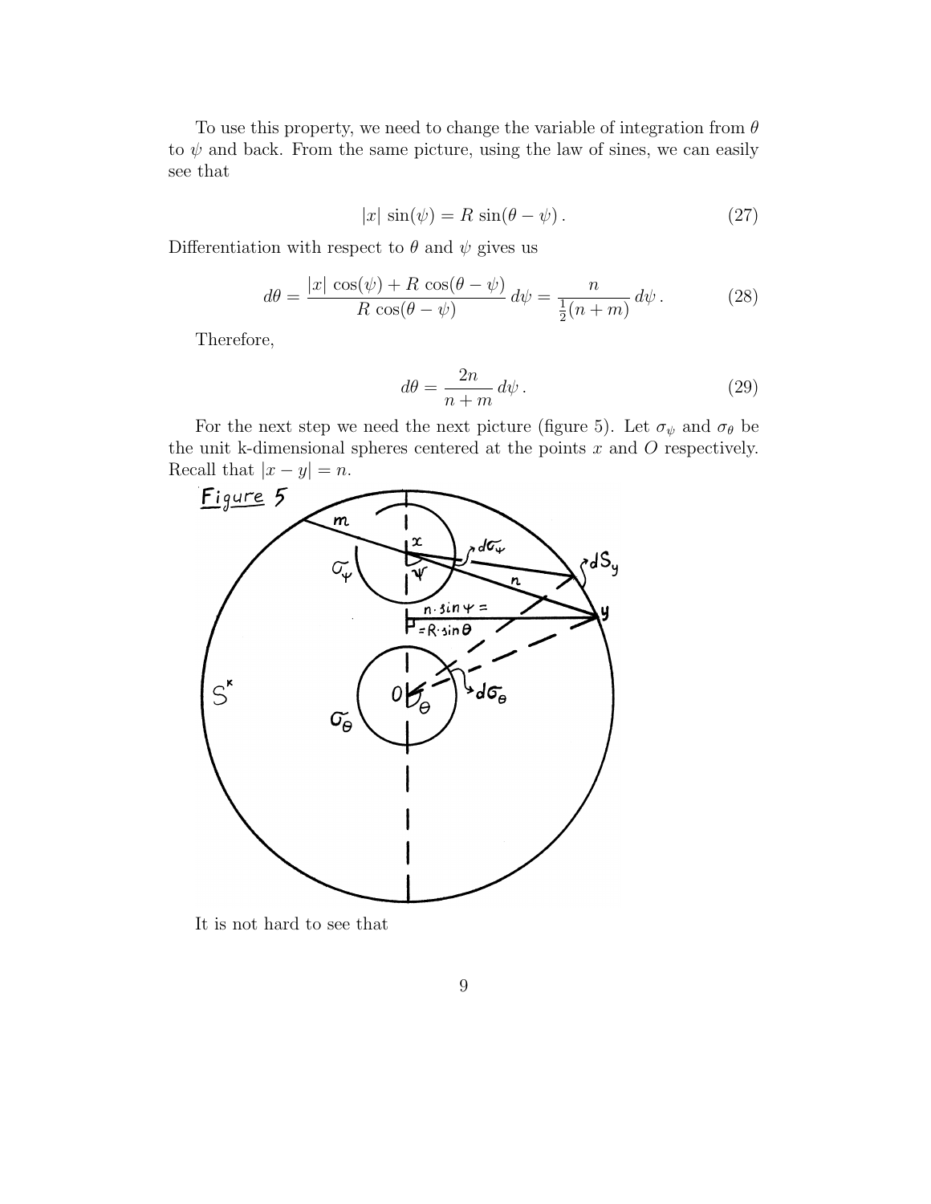To use this property, we need to change the variable of integration from $\theta$ to $\psi$ and back. From the same picture, using the law of sines, we can easily see that

$$|x|\,\sin(\psi) = R\,\sin(\theta - \psi)\,. \tag{27}$$

Differentiation with respect to $\theta$ and $\psi$ gives us

$$d\theta = \frac{|x|\,\cos(\psi) + R\,\cos(\theta - \psi)}{R\,\cos(\theta - \psi)}\,d\psi = \frac{n}{\frac{1}{2}(n+m)}\,d\psi\,. \tag{28}$$

Therefore,

$$d\theta = \frac{2n}{n+m}\,d\psi\,. \tag{29}$$

For the next step we need the next picture (figure 5). Let $\sigma_\psi$ and $\sigma_\theta$ be the unit k-dimensional spheres centered at the points $x$ and $O$ respectively. Recall that $|x - y| = n$.

Figure 5

It is not hard to see that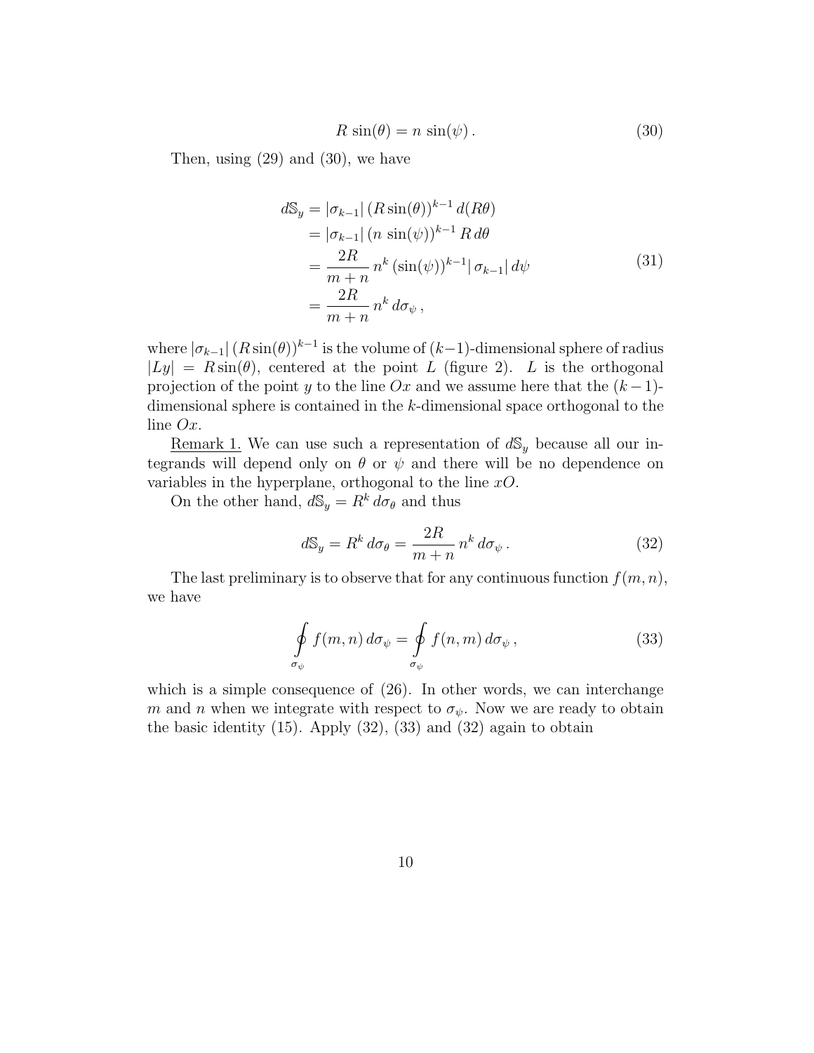$$R\,\sin(\theta) = n\,\sin(\psi)\,. \tag{30}$$

Then, using (29) and (30), we have

$$\begin{aligned}
d\mathbb{S}_y &= |\sigma_{k-1}|\,(R\sin(\theta))^{k-1}\,d(R\theta) \\
&= |\sigma_{k-1}|\,(n\,\sin(\psi))^{k-1}\,R\,d\theta \\
&= \frac{2R}{m+n}\,n^k\,(\sin(\psi))^{k-1}|\,\sigma_{k-1}|\,d\psi \\
&= \frac{2R}{m+n}\,n^k\,d\sigma_\psi\,,
\end{aligned} \tag{31}$$

where $|\sigma_{k-1}|\,(R\sin(\theta))^{k-1}$ is the volume of $(k-1)$-dimensional sphere of radius $|Ly| = R\sin(\theta)$, centered at the point $L$ (figure 2). $L$ is the orthogonal projection of the point $y$ to the line $Ox$ and we assume here that the $(k-1)$-dimensional sphere is contained in the $k$-dimensional space orthogonal to the line $Ox$.

Remark 1. We can use such a representation of $d\mathbb{S}_y$ because all our integrands will depend only on $\theta$ or $\psi$ and there will be no dependence on variables in the hyperplane, orthogonal to the line $xO$.

On the other hand, $d\mathbb{S}_y = R^k\,d\sigma_\theta$ and thus

$$d\mathbb{S}_y = R^k\,d\sigma_\theta = \frac{2R}{m+n}\,n^k\,d\sigma_\psi\,. \tag{32}$$

The last preliminary is to observe that for any continuous function $f(m,n)$, we have

$$\oint_{\sigma_\psi} f(m,n)\,d\sigma_\psi = \oint_{\sigma_\psi} f(n,m)\,d\sigma_\psi\,, \tag{33}$$

which is a simple consequence of (26). In other words, we can interchange $m$ and $n$ when we integrate with respect to $\sigma_\psi$. Now we are ready to obtain the basic identity (15). Apply (32), (33) and (32) again to obtain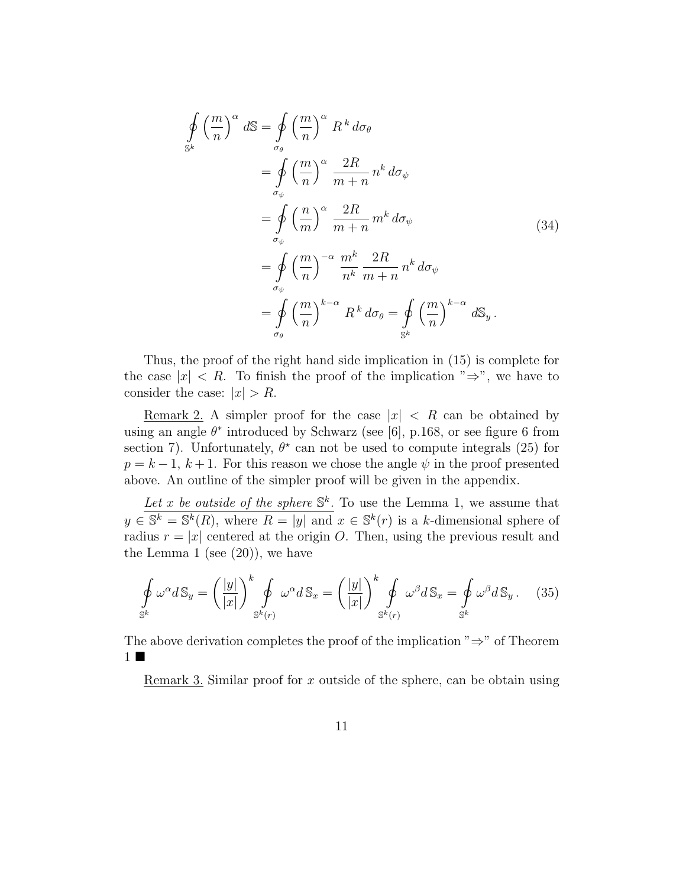$$
\begin{aligned}
\oint\limits_{\mathbb{S}^k} \left(\frac{m}{n}\right)^{\alpha} d\mathbb{S} &= \oint\limits_{\sigma_\theta} \left(\frac{m}{n}\right)^{\alpha}\, R^{\,k}\, d\sigma_\theta \\
&= \oint\limits_{\sigma_\psi} \left(\frac{m}{n}\right)^{\alpha}\, \frac{2R}{m+n}\, n^k\, d\sigma_\psi \\
&= \oint\limits_{\sigma_\psi} \left(\frac{n}{m}\right)^{\alpha}\, \frac{2R}{m+n}\, m^k\, d\sigma_\psi \\
&= \oint\limits_{\sigma_\psi} \left(\frac{m}{n}\right)^{-\alpha}\, \frac{m^k}{n^k}\, \frac{2R}{m+n}\, n^k\, d\sigma_\psi \\
&= \oint\limits_{\sigma_\theta} \left(\frac{m}{n}\right)^{k-\alpha}\, R^{\,k}\, d\sigma_\theta = \oint\limits_{\mathbb{S}^k} \left(\frac{m}{n}\right)^{k-\alpha}\, d\mathbb{S}_y\,.
\end{aligned}
\tag{34}
$$

Thus, the proof of the right hand side implication in (15) is complete for the case $|x| < R$. To finish the proof of the implication "$\Rightarrow$", we have to consider the case: $|x| > R$.

<u>Remark 2.</u> A simpler proof for the case $|x| < R$ can be obtained by using an angle $\theta^*$ introduced by Schwarz (see [6], p.168, or see figure 6 from section 7). Unfortunately, $\theta^\star$ can not be used to compute integrals (25) for $p = k-1,\, k+1$. For this reason we chose the angle $\psi$ in the proof presented above. An outline of the simpler proof will be given in the appendix.

<u>*Let x be outside of the sphere* $\mathbb{S}^k$*.*</u> To use the Lemma 1, we assume that $y \in \mathbb{S}^k = \mathbb{S}^k(R)$, where $R = |y|$ and $x \in \mathbb{S}^k(r)$ is a $k$-dimensional sphere of radius $r = |x|$ centered at the origin $O$. Then, using the previous result and the Lemma 1 (see (20)), we have

$$
\oint\limits_{\mathbb{S}^k} \omega^{\alpha} d\,\mathbb{S}_y = \left(\frac{|y|}{|x|}\right)^k \oint\limits_{\mathbb{S}^k(r)} \omega^{\alpha} d\,\mathbb{S}_x = \left(\frac{|y|}{|x|}\right)^k \oint\limits_{\mathbb{S}^k(r)} \omega^{\beta} d\,\mathbb{S}_x = \oint\limits_{\mathbb{S}^k} \omega^{\beta} d\,\mathbb{S}_y\,. \tag{35}
$$

The above derivation completes the proof of the implication "$\Rightarrow$" of Theorem 1 ■

<u>Remark 3.</u> Similar proof for $x$ outside of the sphere, can be obtain using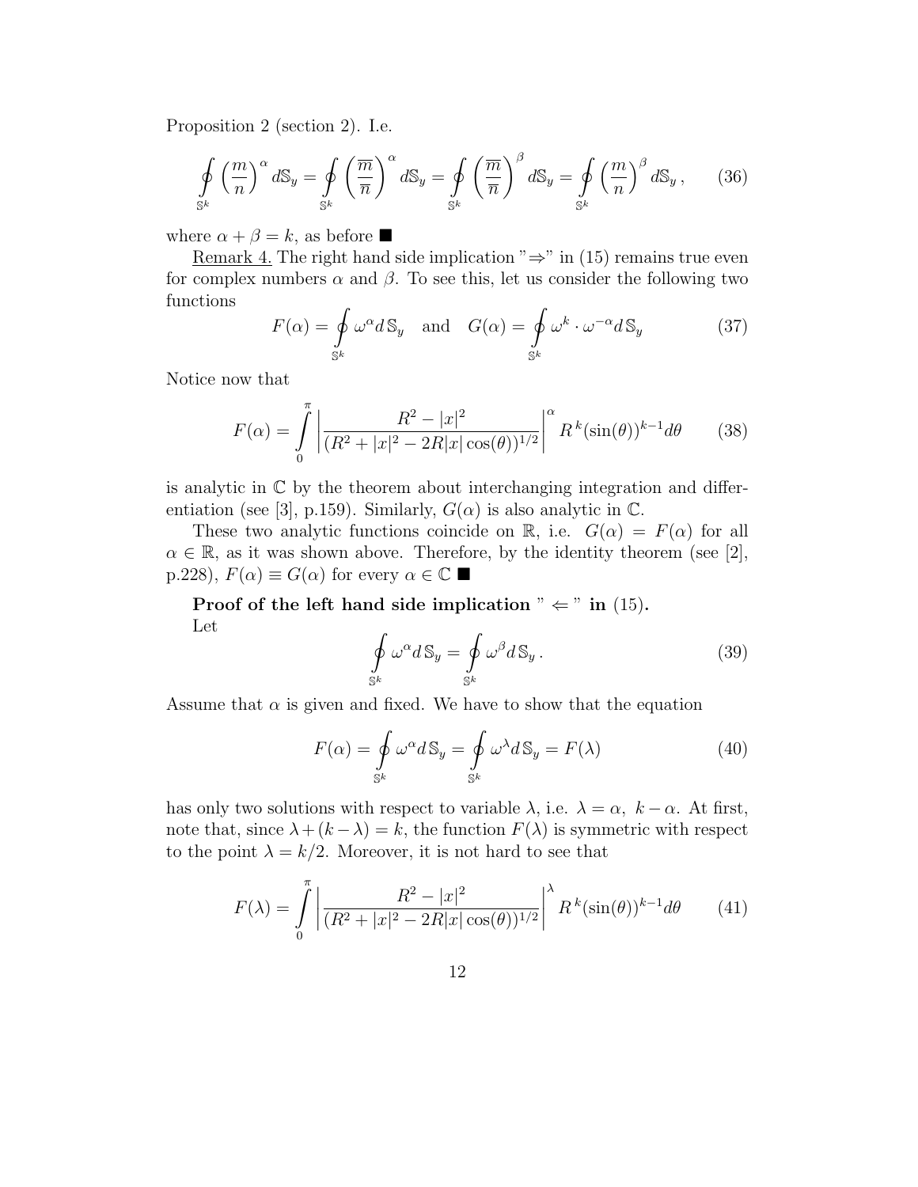Proposition 2 (section 2). I.e.

$$\oint_{\mathbb{S}^k} \left(\frac{m}{n}\right)^{\alpha} d\mathbb{S}_y = \oint_{\mathbb{S}^k} \left(\frac{\overline{m}}{\overline{n}}\right)^{\alpha} d\mathbb{S}_y = \oint_{\mathbb{S}^k} \left(\frac{\overline{m}}{\overline{n}}\right)^{\beta} d\mathbb{S}_y = \oint_{\mathbb{S}^k} \left(\frac{m}{n}\right)^{\beta} d\mathbb{S}_y \,, \tag{36}$$

where $\alpha + \beta = k$, as before ■

Remark 4. The right hand side implication "⇒" in (15) remains true even for complex numbers $\alpha$ and $\beta$. To see this, let us consider the following two functions

$$F(\alpha) = \oint_{\mathbb{S}^k} \omega^{\alpha} d\,\mathbb{S}_y \quad \text{and} \quad G(\alpha) = \oint_{\mathbb{S}^k} \omega^{k} \cdot \omega^{-\alpha} d\,\mathbb{S}_y \tag{37}$$

Notice now that

$$F(\alpha) = \int_0^{\pi} \left| \frac{R^2 - |x|^2}{(R^2 + |x|^2 - 2R|x|\cos(\theta))^{1/2}} \right|^{\alpha} R^{\,k} (\sin(\theta))^{k-1} d\theta \tag{38}$$

is analytic in $\mathbb{C}$ by the theorem about interchanging integration and differentiation (see [3], p.159). Similarly, $G(\alpha)$ is also analytic in $\mathbb{C}$.

These two analytic functions coincide on $\mathbb{R}$, i.e. $G(\alpha) = F(\alpha)$ for all $\alpha \in \mathbb{R}$, as it was shown above. Therefore, by the identity theorem (see [2], p.228), $F(\alpha) \equiv G(\alpha)$ for every $\alpha \in \mathbb{C}$ ■

**Proof of the left hand side implication " ⇐ " in (15).**

Let

$$\oint_{\mathbb{S}^k} \omega^{\alpha} d\,\mathbb{S}_y = \oint_{\mathbb{S}^k} \omega^{\beta} d\,\mathbb{S}_y \,. \tag{39}$$

Assume that $\alpha$ is given and fixed. We have to show that the equation

$$F(\alpha) = \oint_{\mathbb{S}^k} \omega^{\alpha} d\,\mathbb{S}_y = \oint_{\mathbb{S}^k} \omega^{\lambda} d\,\mathbb{S}_y = F(\lambda) \tag{40}$$

has only two solutions with respect to variable $\lambda$, i.e. $\lambda = \alpha,\ k - \alpha$. At first, note that, since $\lambda + (k - \lambda) = k$, the function $F(\lambda)$ is symmetric with respect to the point $\lambda = k/2$. Moreover, it is not hard to see that

$$F(\lambda) = \int_0^{\pi} \left| \frac{R^2 - |x|^2}{(R^2 + |x|^2 - 2R|x|\cos(\theta))^{1/2}} \right|^{\lambda} R^{\,k} (\sin(\theta))^{k-1} d\theta \tag{41}$$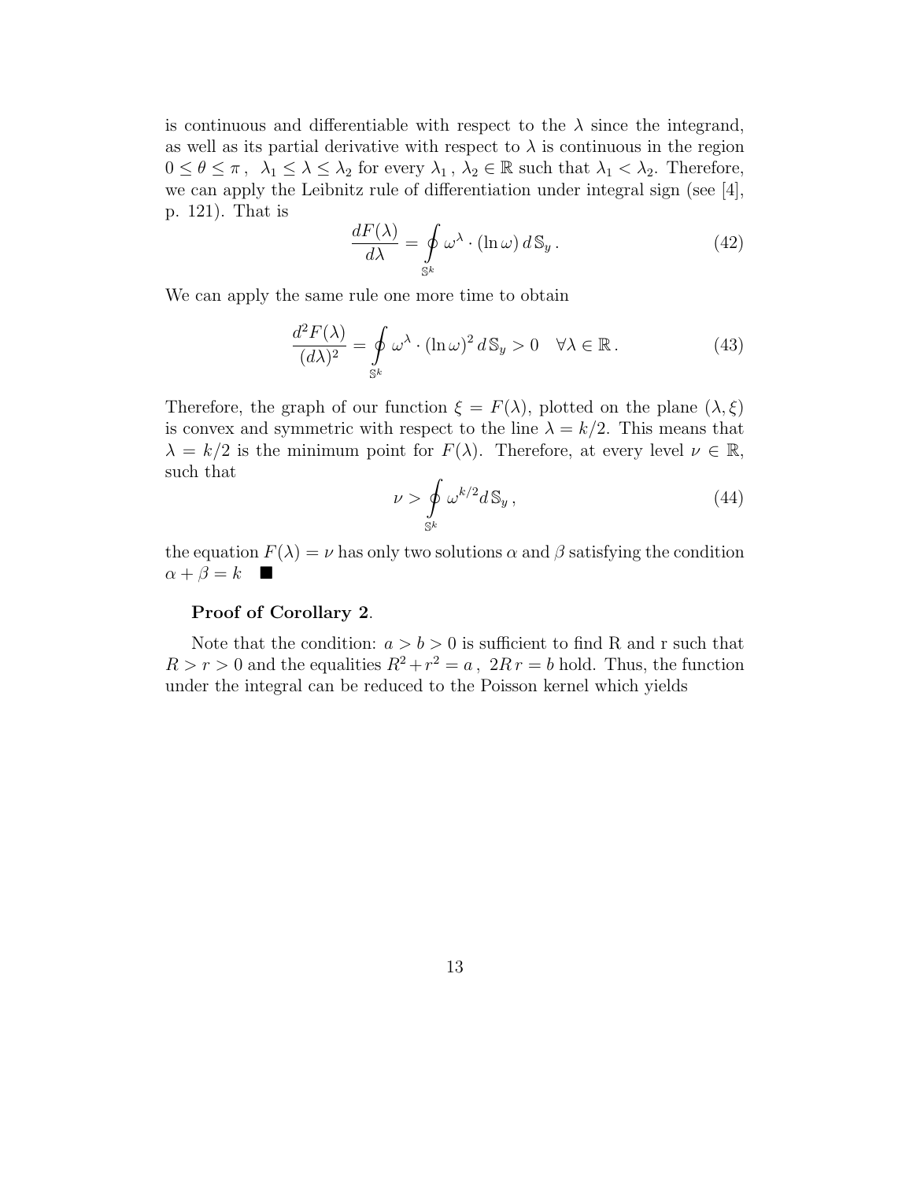is continuous and differentiable with respect to the $\lambda$ since the integrand, as well as its partial derivative with respect to $\lambda$ is continuous in the region $0 \leq \theta \leq \pi$, $\lambda_1 \leq \lambda \leq \lambda_2$ for every $\lambda_1$, $\lambda_2 \in \mathbb{R}$ such that $\lambda_1 < \lambda_2$. Therefore, we can apply the Leibnitz rule of differentiation under integral sign (see [4], p. 121). That is

$$\frac{dF(\lambda)}{d\lambda} = \oint\limits_{\mathbb{S}^k} \omega^{\lambda} \cdot (\ln \omega) \, d\,\mathbb{S}_y \,. \tag{42}$$

We can apply the same rule one more time to obtain

$$\frac{d^2F(\lambda)}{(d\lambda)^2} = \oint\limits_{\mathbb{S}^k} \omega^{\lambda} \cdot (\ln \omega)^2 \, d\,\mathbb{S}_y > 0 \quad \forall \lambda \in \mathbb{R} \,. \tag{43}$$

Therefore, the graph of our function $\xi = F(\lambda)$, plotted on the plane $(\lambda, \xi)$ is convex and symmetric with respect to the line $\lambda = k/2$. This means that $\lambda = k/2$ is the minimum point for $F(\lambda)$. Therefore, at every level $\nu \in \mathbb{R}$, such that

$$\nu > \oint\limits_{\mathbb{S}^k} \omega^{k/2} d\,\mathbb{S}_y \,, \tag{44}$$

the equation $F(\lambda) = \nu$ has only two solutions $\alpha$ and $\beta$ satisfying the condition $\alpha + \beta = k$ ∎

**Proof of Corollary 2**.

Note that the condition: $a > b > 0$ is sufficient to find R and r such that $R > r > 0$ and the equalities $R^2 + r^2 = a$, $2R\,r = b$ hold. Thus, the function under the integral can be reduced to the Poisson kernel which yields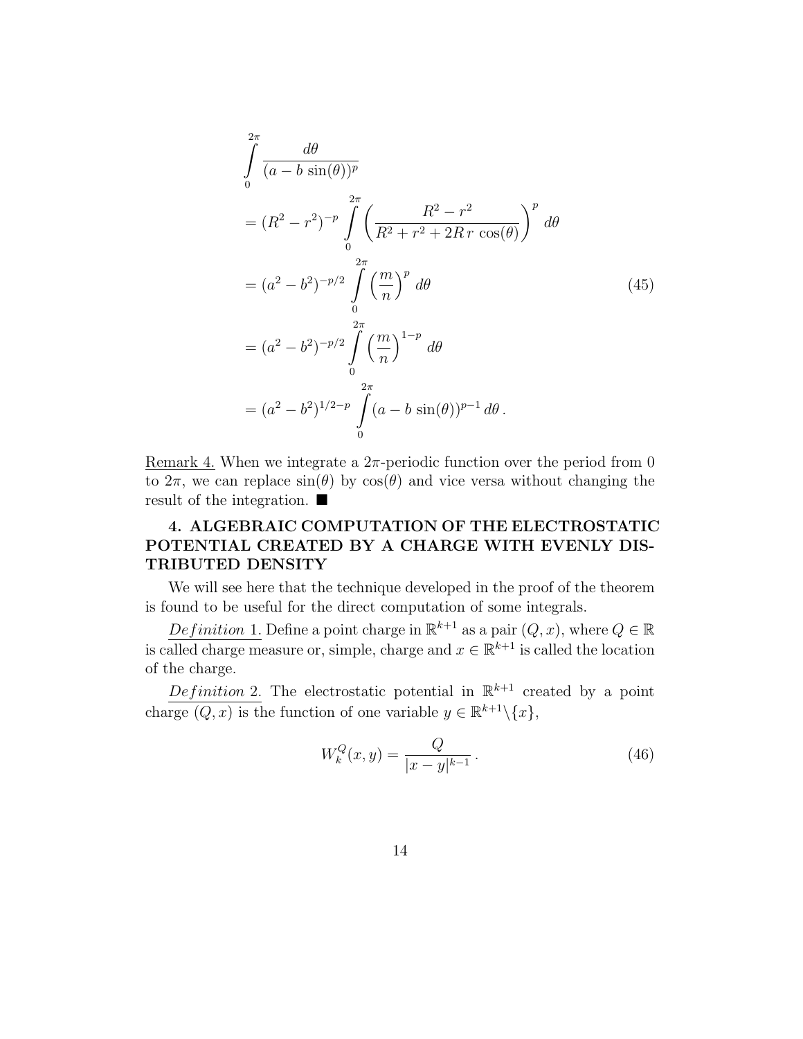$$
\begin{aligned}
&\int_0^{2\pi} \frac{d\theta}{(a - b\,\sin(\theta))^p} \\
&= (R^2 - r^2)^{-p} \int_0^{2\pi} \left( \frac{R^2 - r^2}{R^2 + r^2 + 2R\,r\,\cos(\theta)} \right)^p d\theta \\
&= (a^2 - b^2)^{-p/2} \int_0^{2\pi} \left( \frac{m}{n} \right)^p d\theta \\
&= (a^2 - b^2)^{-p/2} \int_0^{2\pi} \left( \frac{m}{n} \right)^{1-p} d\theta \\
&= (a^2 - b^2)^{1/2-p} \int_0^{2\pi} (a - b\,\sin(\theta))^{p-1}\, d\theta\,.
\end{aligned}
\tag{45}
$$

Remark 4. When we integrate a $2\pi$-periodic function over the period from 0 to $2\pi$, we can replace $\sin(\theta)$ by $\cos(\theta)$ and vice versa without changing the result of the integration. ■

## 4. ALGEBRAIC COMPUTATION OF THE ELECTROSTATIC POTENTIAL CREATED BY A CHARGE WITH EVENLY DISTRIBUTED DENSITY

We will see here that the technique developed in the proof of the theorem is found to be useful for the direct computation of some integrals.

*Definition* 1. Define a point charge in $\mathbb{R}^{k+1}$ as a pair $(Q, x)$, where $Q \in \mathbb{R}$ is called charge measure or, simple, charge and $x \in \mathbb{R}^{k+1}$ is called the location of the charge.

*Definition* 2. The electrostatic potential in $\mathbb{R}^{k+1}$ created by a point charge $(Q, x)$ is the function of one variable $y \in \mathbb{R}^{k+1} \backslash \{x\}$,

$$
W_k^Q(x, y) = \frac{Q}{|x - y|^{k-1}}\,. \tag{46}
$$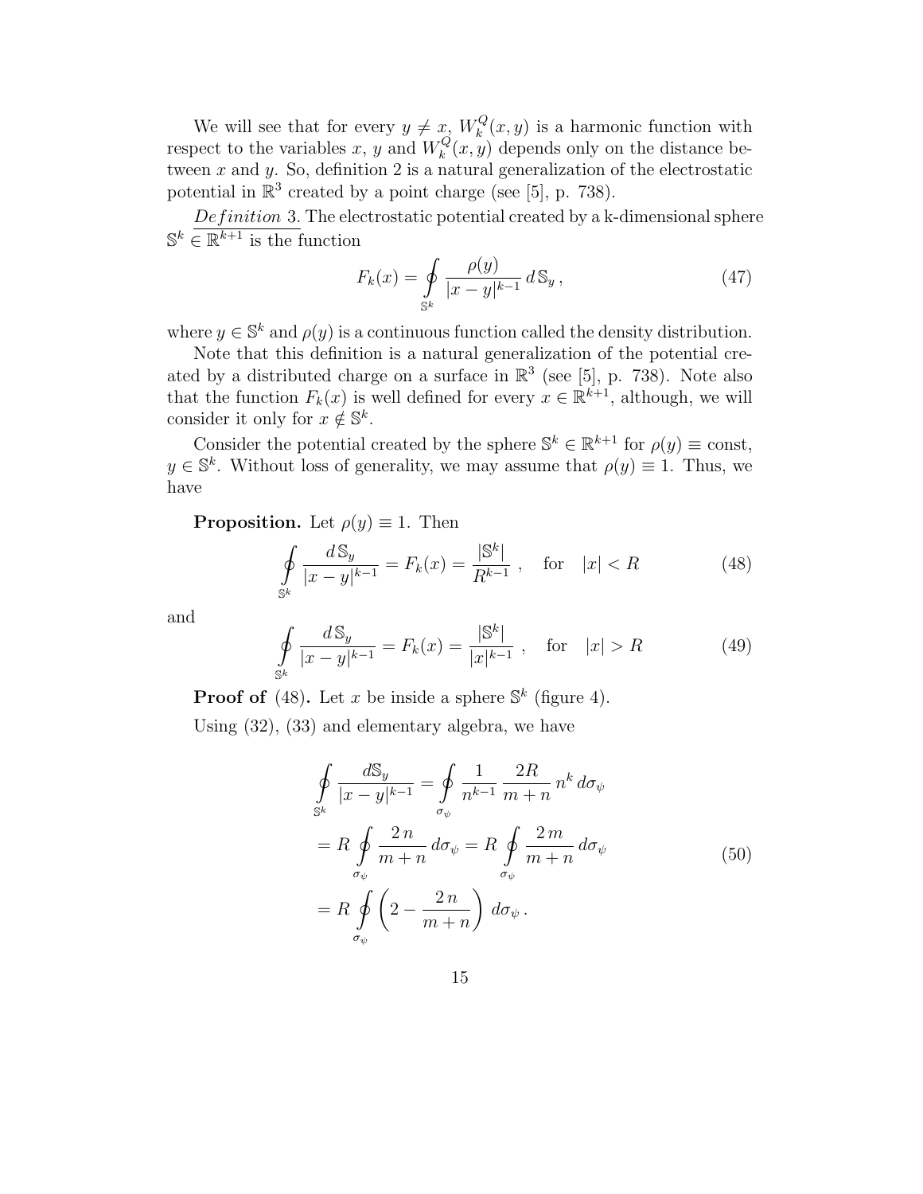We will see that for every $y \neq x$, $W_k^Q(x, y)$ is a harmonic function with respect to the variables $x$, $y$ and $W_k^Q(x, y)$ depends only on the distance between $x$ and $y$. So, definition 2 is a natural generalization of the electrostatic potential in $\mathbb{R}^3$ created by a point charge (see [5], p. 738).

$\underline{Definition}$ 3. The electrostatic potential created by a k-dimensional sphere $\mathbb{S}^k \in \mathbb{R}^{k+1}$ is the function

$$F_k(x) = \oint\limits_{\mathbb{S}^k} \frac{\rho(y)}{|x - y|^{k-1}} \, d\,\mathbb{S}_y \,, \tag{47}$$

where $y \in \mathbb{S}^k$ and $\rho(y)$ is a continuous function called the density distribution.

Note that this definition is a natural generalization of the potential created by a distributed charge on a surface in $\mathbb{R}^3$ (see [5], p. 738). Note also that the function $F_k(x)$ is well defined for every $x \in \mathbb{R}^{k+1}$, although, we will consider it only for $x \notin \mathbb{S}^k$.

Consider the potential created by the sphere $\mathbb{S}^k \in \mathbb{R}^{k+1}$ for $\rho(y) \equiv \text{const}$, $y \in \mathbb{S}^k$. Without loss of generality, we may assume that $\rho(y) \equiv 1$. Thus, we have

**Proposition.** Let $\rho(y) \equiv 1$. Then

$$\oint\limits_{\mathbb{S}^k} \frac{d\,\mathbb{S}_y}{|x - y|^{k-1}} = F_k(x) = \frac{|\mathbb{S}^k|}{R^{k-1}} \,, \quad \text{for} \quad |x| < R \tag{48}$$

and

$$\oint\limits_{\mathbb{S}^k} \frac{d\,\mathbb{S}_y}{|x - y|^{k-1}} = F_k(x) = \frac{|\mathbb{S}^k|}{|x|^{k-1}} \,, \quad \text{for} \quad |x| > R \tag{49}$$

**Proof of** (48)**.** Let $x$ be inside a sphere $\mathbb{S}^k$ (figure 4).

Using (32), (33) and elementary algebra, we have

$$\begin{aligned} \oint\limits_{\mathbb{S}^k} \frac{d\mathbb{S}_y}{|x - y|^{k-1}} &= \oint\limits_{\sigma_\psi} \frac{1}{n^{k-1}} \, \frac{2R}{m + n} \, n^k \, d\sigma_\psi \\ &= R \oint\limits_{\sigma_\psi} \frac{2\, n}{m + n} \, d\sigma_\psi = R \oint\limits_{\sigma_\psi} \frac{2\, m}{m + n} \, d\sigma_\psi \\ &= R \oint\limits_{\sigma_\psi} \left( 2 - \frac{2\, n}{m + n} \right) \, d\sigma_\psi \,. \end{aligned} \tag{50}$$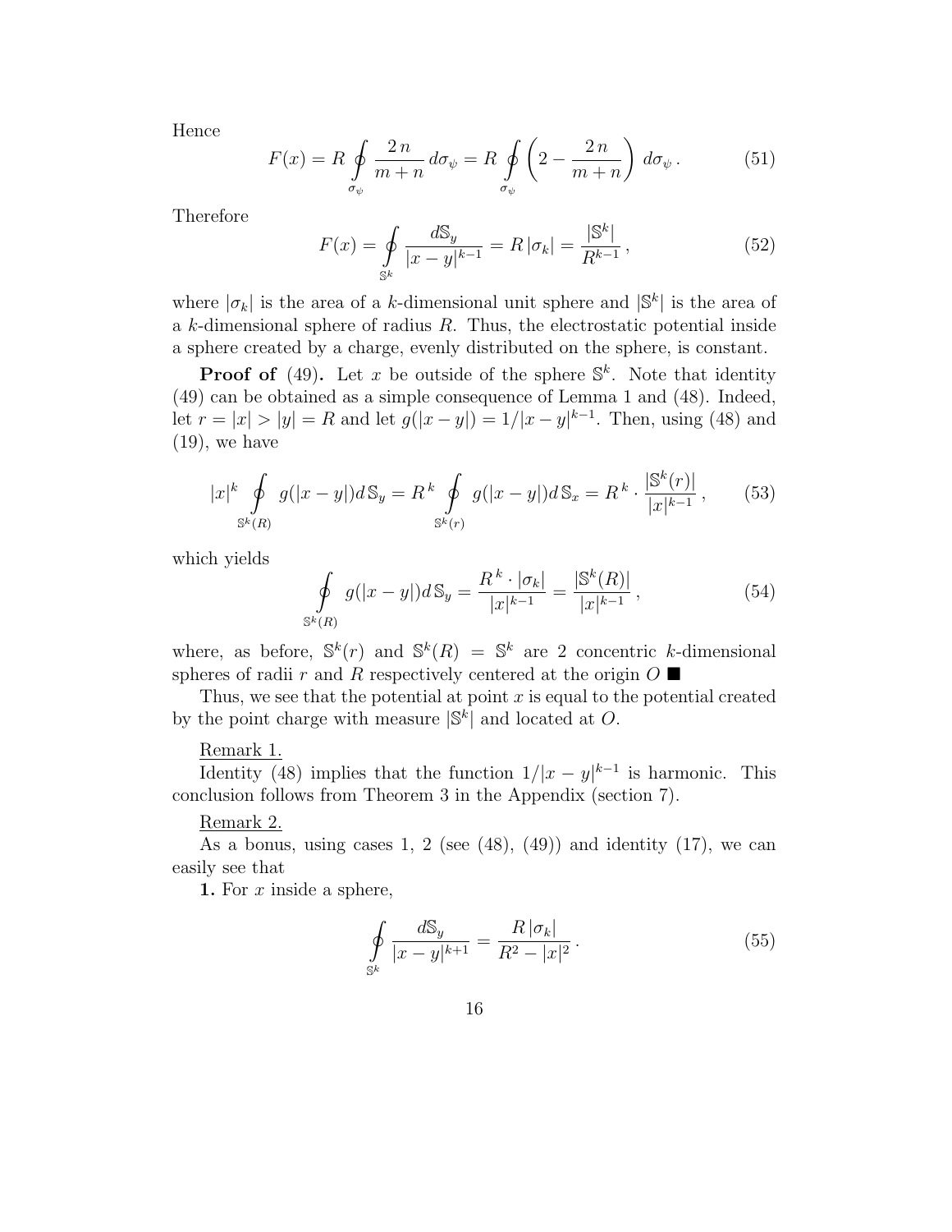Hence

$$F(x) = R \oint_{\sigma_\psi} \frac{2\,n}{m+n}\, d\sigma_\psi = R \oint_{\sigma_\psi} \left(2 - \frac{2\,n}{m+n}\right)\, d\sigma_\psi\,. \tag{51}$$

Therefore

$$F(x) = \oint_{\mathbb{S}^k} \frac{d\mathbb{S}_y}{|x-y|^{k-1}} = R\,|\sigma_k| = \frac{|\mathbb{S}^k|}{R^{k-1}}\,, \tag{52}$$

where $|\sigma_k|$ is the area of a $k$-dimensional unit sphere and $|\mathbb{S}^k|$ is the area of a $k$-dimensional sphere of radius $R$. Thus, the electrostatic potential inside a sphere created by a charge, evenly distributed on the sphere, is constant.

**Proof of** (49)**.** Let $x$ be outside of the sphere $\mathbb{S}^k$. Note that identity (49) can be obtained as a simple consequence of Lemma 1 and (48). Indeed, let $r = |x| > |y| = R$ and let $g(|x-y|) = 1/|x-y|^{k-1}$. Then, using (48) and (19), we have

$$|x|^k \oint_{\mathbb{S}^k(R)} g(|x-y|) d\,\mathbb{S}_y = R^{\,k} \oint_{\mathbb{S}^k(r)} g(|x-y|) d\,\mathbb{S}_x = R^{\,k} \cdot \frac{|\mathbb{S}^k(r)|}{|x|^{k-1}}\,, \tag{53}$$

which yields

$$\oint_{\mathbb{S}^k(R)} g(|x-y|) d\,\mathbb{S}_y = \frac{R^{\,k} \cdot |\sigma_k|}{|x|^{k-1}} = \frac{|\mathbb{S}^k(R)|}{|x|^{k-1}}\,, \tag{54}$$

where, as before, $\mathbb{S}^k(r)$ and $\mathbb{S}^k(R) = \mathbb{S}^k$ are 2 concentric $k$-dimensional spheres of radii $r$ and $R$ respectively centered at the origin $O$ ■

Thus, we see that the potential at point $x$ is equal to the potential created by the point charge with measure $|\mathbb{S}^k|$ and located at $O$.

Remark 1.

Identity (48) implies that the function $1/|x-y|^{k-1}$ is harmonic. This conclusion follows from Theorem 3 in the Appendix (section 7).

Remark 2.

As a bonus, using cases 1, 2 (see (48), (49)) and identity (17), we can easily see that

**1.** For $x$ inside a sphere,

$$\oint_{\mathbb{S}^k} \frac{d\mathbb{S}_y}{|x-y|^{k+1}} = \frac{R\,|\sigma_k|}{R^2 - |x|^2}\,. \tag{55}$$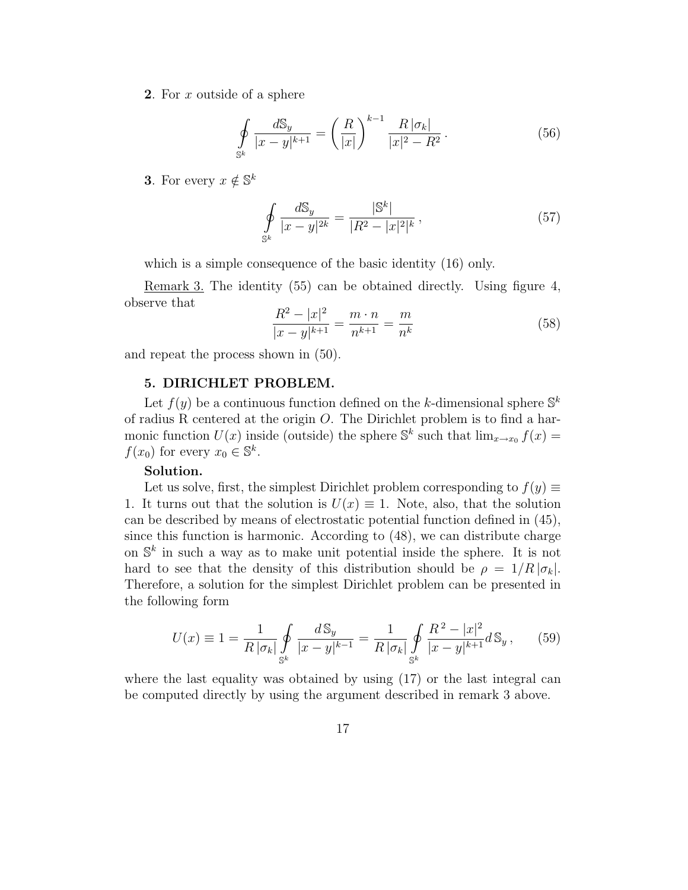**2**. For $x$ outside of a sphere

$$\oint_{\mathbb{S}^k} \frac{d\mathbb{S}_y}{|x-y|^{k+1}} = \left(\frac{R}{|x|}\right)^{k-1} \frac{R\,|\sigma_k|}{|x|^2 - R^2}\,. \tag{56}$$

**3**. For every $x \notin \mathbb{S}^k$

$$\oint_{\mathbb{S}^k} \frac{d\mathbb{S}_y}{|x-y|^{2k}} = \frac{|\mathbb{S}^k|}{|R^2 - |x|^2|^k}\,, \tag{57}$$

which is a simple consequence of the basic identity (16) only.

Remark 3. The identity (55) can be obtained directly. Using figure 4, observe that

$$\frac{R^2 - |x|^2}{|x-y|^{k+1}} = \frac{m \cdot n}{n^{k+1}} = \frac{m}{n^k} \tag{58}$$

and repeat the process shown in (50).

## 5. DIRICHLET PROBLEM.

Let $f(y)$ be a continuous function defined on the $k$-dimensional sphere $\mathbb{S}^k$ of radius R centered at the origin $O$. The Dirichlet problem is to find a harmonic function $U(x)$ inside (outside) the sphere $\mathbb{S}^k$ such that $\lim_{x \to x_0} f(x) = f(x_0)$ for every $x_0 \in \mathbb{S}^k$.

**Solution.**

Let us solve, first, the simplest Dirichlet problem corresponding to $f(y) \equiv 1$. It turns out that the solution is $U(x) \equiv 1$. Note, also, that the solution can be described by means of electrostatic potential function defined in (45), since this function is harmonic. According to (48), we can distribute charge on $\mathbb{S}^k$ in such a way as to make unit potential inside the sphere. It is not hard to see that the density of this distribution should be $\rho = 1/R\,|\sigma_k|$. Therefore, a solution for the simplest Dirichlet problem can be presented in the following form

$$U(x) \equiv 1 = \frac{1}{R\,|\sigma_k|} \oint_{\mathbb{S}^k} \frac{d\,\mathbb{S}_y}{|x-y|^{k-1}} = \frac{1}{R\,|\sigma_k|} \oint_{\mathbb{S}^k} \frac{R^{\,2} - |x|^2}{|x-y|^{k+1}} d\,\mathbb{S}_y\,, \tag{59}$$

where the last equality was obtained by using (17) or the last integral can be computed directly by using the argument described in remark 3 above.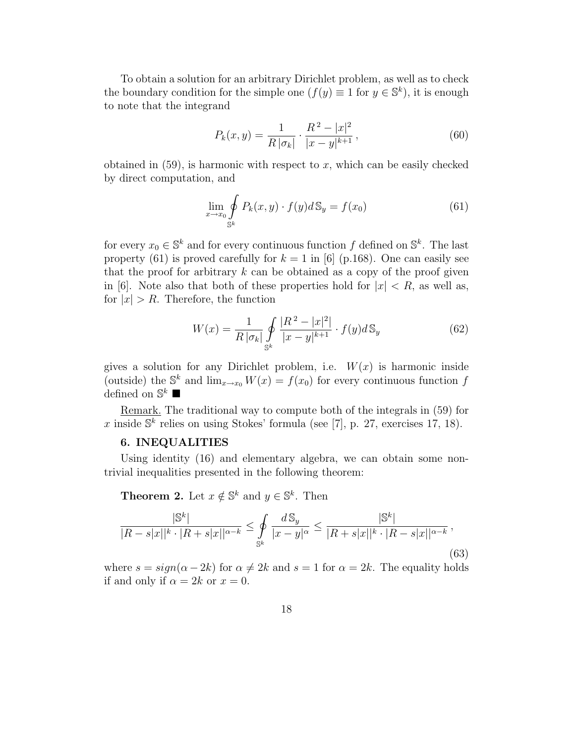To obtain a solution for an arbitrary Dirichlet problem, as well as to check the boundary condition for the simple one ($f(y) \equiv 1$ for $y \in \mathbb{S}^k$), it is enough to note that the integrand

$$P_k(x, y) = \frac{1}{R\,|\sigma_k|} \cdot \frac{R^2 - |x|^2}{|x - y|^{k+1}}\,, \tag{60}$$

obtained in (59), is harmonic with respect to $x$, which can be easily checked by direct computation, and

$$\lim_{x \to x_0} \oint\limits_{\mathbb{S}^k} P_k(x, y) \cdot f(y) d\,\mathbb{S}_y = f(x_0) \tag{61}$$

for every $x_0 \in \mathbb{S}^k$ and for every continuous function $f$ defined on $\mathbb{S}^k$. The last property (61) is proved carefully for $k = 1$ in [6] (p.168). One can easily see that the proof for arbitrary $k$ can be obtained as a copy of the proof given in [6]. Note also that both of these properties hold for $|x| < R$, as well as, for $|x| > R$. Therefore, the function

$$W(x) = \frac{1}{R\,|\sigma_k|} \oint\limits_{\mathbb{S}^k} \frac{|R^2 - |x|^2|}{|x - y|^{k+1}} \cdot f(y) d\,\mathbb{S}_y \tag{62}$$

gives a solution for any Dirichlet problem, i.e. $W(x)$ is harmonic inside (outside) the $\mathbb{S}^k$ and $\lim_{x \to x_0} W(x) = f(x_0)$ for every continuous function $f$ defined on $\mathbb{S}^k$ ■

<u>Remark.</u> The traditional way to compute both of the integrals in (59) for $x$ inside $\mathbb{S}^k$ relies on using Stokes' formula (see [7], p. 27, exercises 17, 18).

**6. INEQUALITIES**

Using identity (16) and elementary algebra, we can obtain some non-trivial inequalities presented in the following theorem:

**Theorem 2.** Let $x \notin \mathbb{S}^k$ and $y \in \mathbb{S}^k$. Then

$$\frac{|\mathbb{S}^k|}{|R - s|x||^k \cdot |R + s|x||^{\alpha - k}} \le \oint\limits_{\mathbb{S}^k} \frac{d\,\mathbb{S}_y}{|x - y|^\alpha} \le \frac{|\mathbb{S}^k|}{|R + s|x||^k \cdot |R - s|x||^{\alpha - k}}\,, \tag{63}$$

where $s = sign(\alpha - 2k)$ for $\alpha \neq 2k$ and $s = 1$ for $\alpha = 2k$. The equality holds if and only if $\alpha = 2k$ or $x = 0$.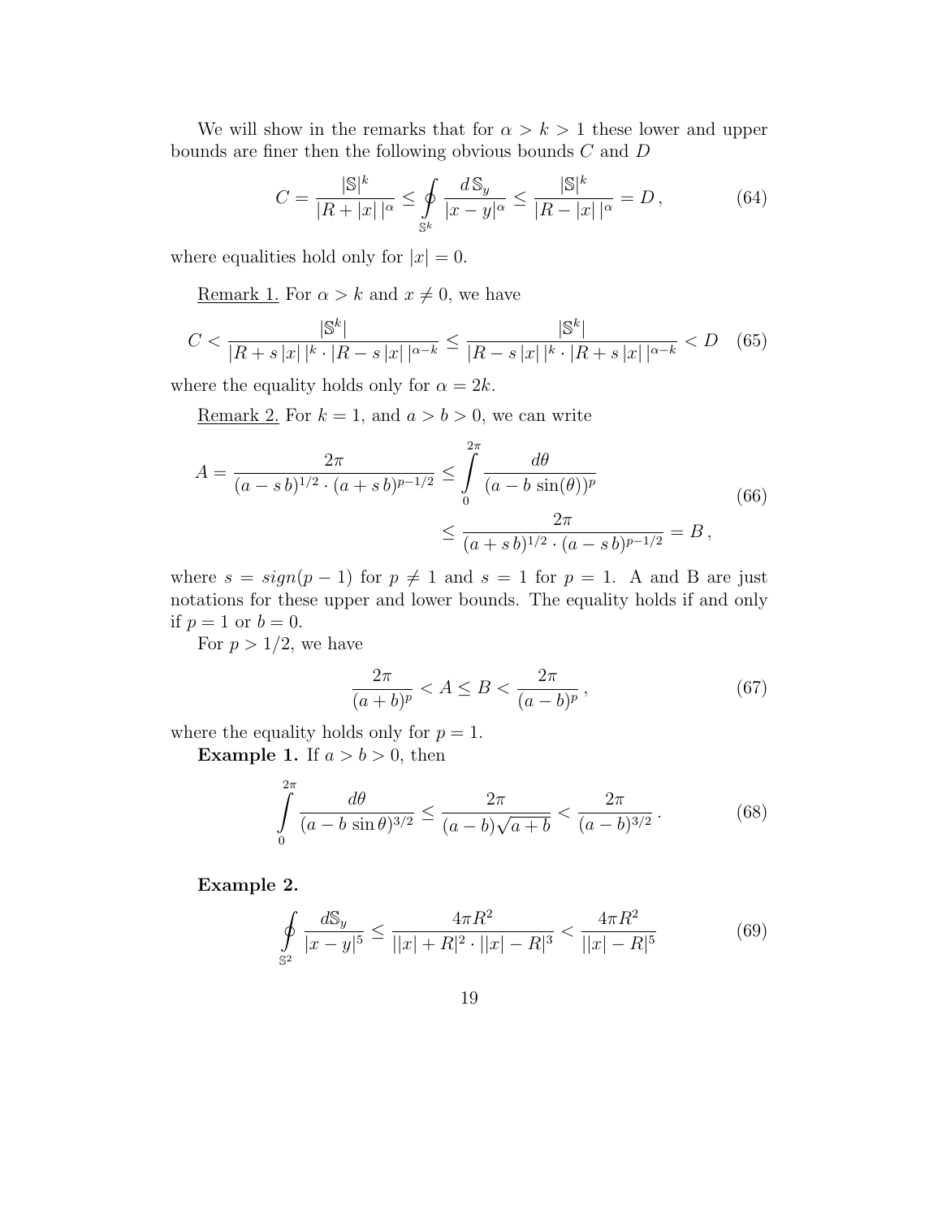We will show in the remarks that for $\alpha > k > 1$ these lower and upper bounds are finer then the following obvious bounds $C$ and $D$

$$C = \frac{|\mathbb{S}|^k}{|R + |x|\,|^\alpha} \leq \oint\limits_{\mathbb{S}^k} \frac{d\,\mathbb{S}_y}{|x - y|^\alpha} \leq \frac{|\mathbb{S}|^k}{|R - |x|\,|^\alpha} = D\,, \tag{64}$$

where equalities hold only for $|x| = 0$.

<u>Remark 1.</u> For $\alpha > k$ and $x \neq 0$, we have

$$C < \frac{|\mathbb{S}^k|}{|R + s\,|x|\,|^k \cdot |R - s\,|x|\,|^{\alpha - k}} \leq \frac{|\mathbb{S}^k|}{|R - s\,|x|\,|^k \cdot |R + s\,|x|\,|^{\alpha - k}} < D \tag{65}$$

where the equality holds only for $\alpha = 2k$.

<u>Remark 2.</u> For $k = 1$, and $a > b > 0$, we can write

$$\begin{aligned} A = \frac{2\pi}{(a - s\,b)^{1/2} \cdot (a + s\,b)^{p - 1/2}} &\leq \int\limits_0^{2\pi} \frac{d\theta}{(a - b\,\sin(\theta))^p} \\ &\leq \frac{2\pi}{(a + s\,b)^{1/2} \cdot (a - s\,b)^{p - 1/2}} = B\,, \end{aligned} \tag{66}$$

where $s = sign(p - 1)$ for $p \neq 1$ and $s = 1$ for $p = 1$. A and B are just notations for these upper and lower bounds. The equality holds if and only if $p = 1$ or $b = 0$.

For $p > 1/2$, we have

$$\frac{2\pi}{(a + b)^p} < A \leq B < \frac{2\pi}{(a - b)^p}\,, \tag{67}$$

where the equality holds only for $p = 1$.

**Example 1.** If $a > b > 0$, then

$$\int\limits_0^{2\pi} \frac{d\theta}{(a - b\,\sin\theta)^{3/2}} \leq \frac{2\pi}{(a - b)\sqrt{a + b}} < \frac{2\pi}{(a - b)^{3/2}}\,. \tag{68}$$

**Example 2.**

$$\oint\limits_{\mathbb{S}^2} \frac{d\mathbb{S}_y}{|x - y|^5} \leq \frac{4\pi R^2}{||x| + R|^2 \cdot ||x| - R|^3} < \frac{4\pi R^2}{||x| - R|^5} \tag{69}$$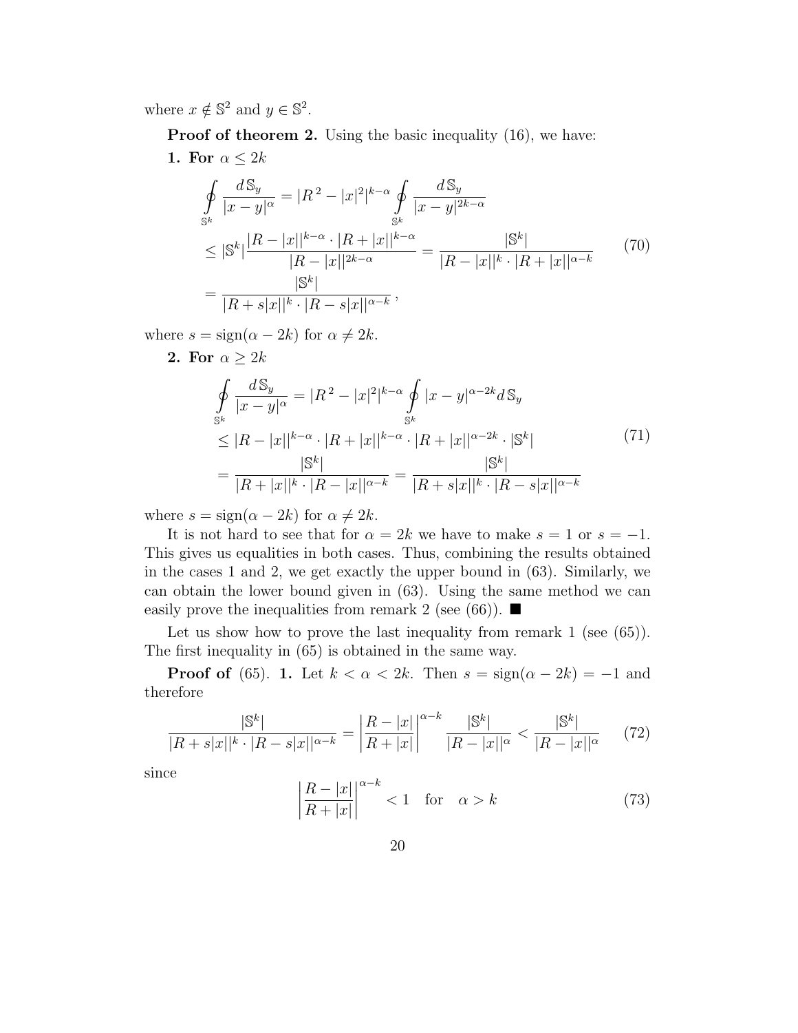where $x \notin \mathbb{S}^2$ and $y \in \mathbb{S}^2$.

**Proof of theorem 2.** Using the basic inequality (16), we have:

**1. For** $\alpha \leq 2k$

$$
\begin{aligned}
&\oint\limits_{\mathbb{S}^k} \frac{d\,\mathbb{S}_y}{|x-y|^\alpha} = |R^{\,2} - |x|^2|^{k-\alpha} \oint\limits_{\mathbb{S}^k} \frac{d\,\mathbb{S}_y}{|x-y|^{2k-\alpha}} \\
&\leq |\mathbb{S}^k| \frac{|R-|x||^{k-\alpha} \cdot |R+|x||^{k-\alpha}}{|R-|x||^{2k-\alpha}} = \frac{|\mathbb{S}^k|}{|R-|x||^k \cdot |R+|x||^{\alpha-k}} \\
&= \frac{|\mathbb{S}^k|}{|R+s|x||^k \cdot |R-s|x||^{\alpha-k}}\,,
\end{aligned}
\tag{70}
$$

where $s = \mathrm{sign}(\alpha - 2k)$ for $\alpha \neq 2k$.

**2. For** $\alpha \geq 2k$

$$
\begin{aligned}
&\oint\limits_{\mathbb{S}^k} \frac{d\,\mathbb{S}_y}{|x-y|^\alpha} = |R^{\,2} - |x|^2|^{k-\alpha} \oint\limits_{\mathbb{S}^k} |x-y|^{\alpha-2k} d\,\mathbb{S}_y \\
&\leq |R-|x||^{k-\alpha} \cdot |R+|x||^{k-\alpha} \cdot |R+|x||^{\alpha-2k} \cdot |\mathbb{S}^k| \\
&= \frac{|\mathbb{S}^k|}{|R+|x||^k \cdot |R-|x||^{\alpha-k}} = \frac{|\mathbb{S}^k|}{|R+s|x||^k \cdot |R-s|x||^{\alpha-k}}
\end{aligned}
\tag{71}
$$

where $s = \mathrm{sign}(\alpha - 2k)$ for $\alpha \neq 2k$.

It is not hard to see that for $\alpha = 2k$ we have to make $s = 1$ or $s = -1$. This gives us equalities in both cases. Thus, combining the results obtained in the cases 1 and 2, we get exactly the upper bound in (63). Similarly, we can obtain the lower bound given in (63). Using the same method we can easily prove the inequalities from remark 2 (see (66)). ■

Let us show how to prove the last inequality from remark 1 (see (65)). The first inequality in (65) is obtained in the same way.

**Proof of** (65). **1.** Let $k < \alpha < 2k$. Then $s = \mathrm{sign}(\alpha - 2k) = -1$ and therefore

$$
\frac{|\mathbb{S}^k|}{|R+s|x||^k \cdot |R-s|x||^{\alpha-k}} = \left|\frac{R-|x|}{R+|x|}\right|^{\alpha-k} \frac{|\mathbb{S}^k|}{|R-|x||^\alpha} < \frac{|\mathbb{S}^k|}{|R-|x||^\alpha}
\tag{72}
$$

since

$$
\left|\frac{R-|x|}{R+|x|}\right|^{\alpha-k} < 1 \quad \text{for} \quad \alpha > k
\tag{73}
$$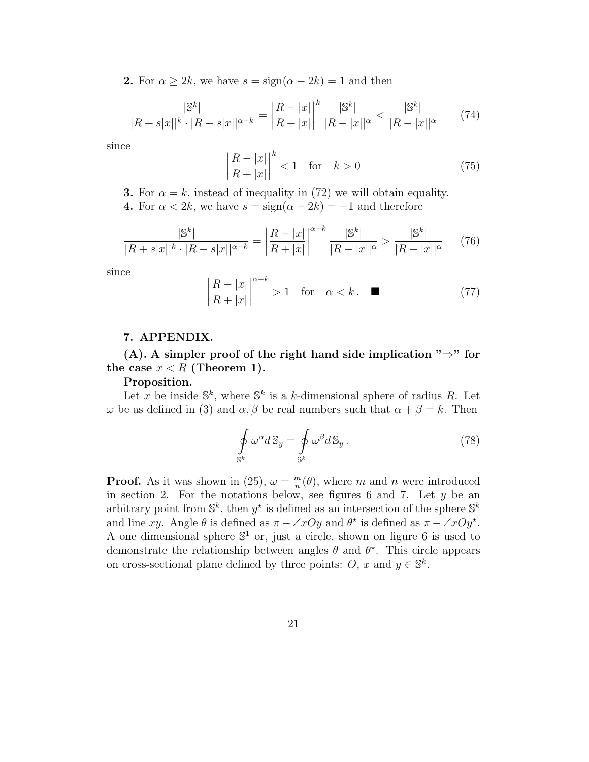**2.** For $\alpha \geq 2k$, we have $s = \text{sign}(\alpha - 2k) = 1$ and then

$$\frac{|\mathbb{S}^k|}{|R + s|x||^k \cdot |R - s|x||^{\alpha - k}} = \left|\frac{R - |x|}{R + |x|}\right|^k \frac{|\mathbb{S}^k|}{|R - |x||^\alpha} < \frac{|\mathbb{S}^k|}{|R - |x||^\alpha} \tag{74}$$

since

$$\left|\frac{R - |x|}{R + |x|}\right|^k < 1 \quad \text{for} \quad k > 0 \tag{75}$$

**3.** For $\alpha = k$, instead of inequality in (72) we will obtain equality.

**4.** For $\alpha < 2k$, we have $s = \text{sign}(\alpha - 2k) = -1$ and therefore

$$\frac{|\mathbb{S}^k|}{|R + s|x||^k \cdot |R - s|x||^{\alpha - k}} = \left|\frac{R - |x|}{R + |x|}\right|^{\alpha - k} \frac{|\mathbb{S}^k|}{|R - |x||^\alpha} > \frac{|\mathbb{S}^k|}{|R - |x||^\alpha} \tag{76}$$

since

$$\left|\frac{R - |x|}{R + |x|}\right|^{\alpha - k} > 1 \quad \text{for} \quad \alpha < k\,. \quad \blacksquare \tag{77}$$

## 7. APPENDIX.

**(A). A simpler proof of the right hand side implication "⇒" for the case $x < R$ (Theorem 1).**

**Proposition.**

Let $x$ be inside $\mathbb{S}^k$, where $\mathbb{S}^k$ is a $k$-dimensional sphere of radius $R$. Let $\omega$ be as defined in (3) and $\alpha, \beta$ be real numbers such that $\alpha + \beta = k$. Then

$$\oint_{\mathbb{S}^k} \omega^\alpha d\,\mathbb{S}_y = \oint_{\mathbb{S}^k} \omega^\beta d\,\mathbb{S}_y\,. \tag{78}$$

**Proof.** As it was shown in (25), $\omega = \frac{m}{n}(\theta)$, where $m$ and $n$ were introduced in section 2. For the notations below, see figures 6 and 7. Let $y$ be an arbitrary point from $\mathbb{S}^k$, then $y^\star$ is defined as an intersection of the sphere $\mathbb{S}^k$ and line $xy$. Angle $\theta$ is defined as $\pi - \angle xOy$ and $\theta^\star$ is defined as $\pi - \angle xOy^\star$. A one dimensional sphere $\mathbb{S}^1$ or, just a circle, shown on figure 6 is used to demonstrate the relationship between angles $\theta$ and $\theta^\star$. This circle appears on cross-sectional plane defined by three points: $O$, $x$ and $y \in \mathbb{S}^k$.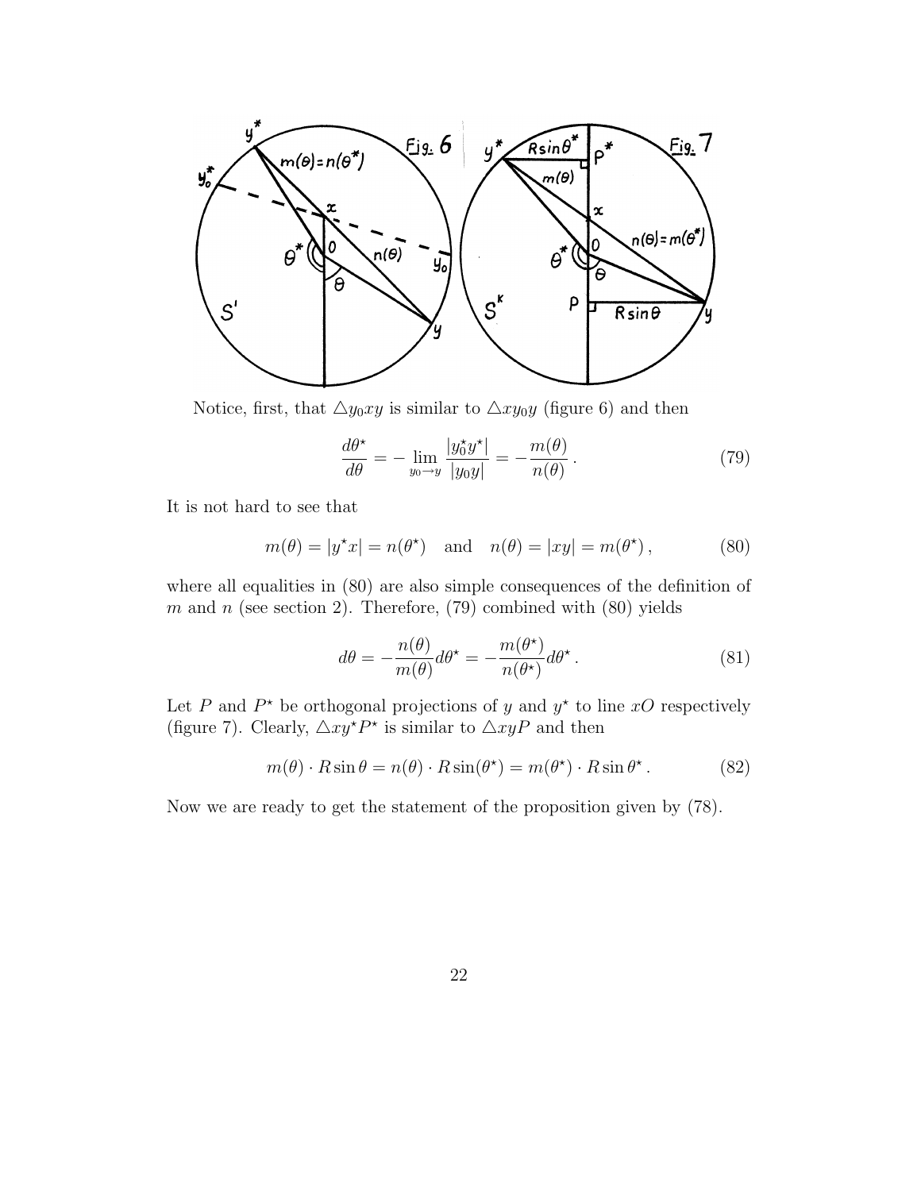Notice, first, that $\triangle y_0 x y$ is similar to $\triangle x y_0 y$ (figure 6) and then

$$\frac{d\theta^\star}{d\theta} = -\lim_{y_0 \to y} \frac{|y_0^\star y^\star|}{|y_0 y|} = -\frac{m(\theta)}{n(\theta)} \,. \tag{79}$$

It is not hard to see that

$$m(\theta) = |y^\star x| = n(\theta^\star) \quad \text{and} \quad n(\theta) = |xy| = m(\theta^\star) \,, \tag{80}$$

where all equalities in (80) are also simple consequences of the definition of $m$ and $n$ (see section 2). Therefore, (79) combined with (80) yields

$$d\theta = -\frac{n(\theta)}{m(\theta)} d\theta^\star = -\frac{m(\theta^\star)}{n(\theta^\star)} d\theta^\star \,. \tag{81}$$

Let $P$ and $P^\star$ be orthogonal projections of $y$ and $y^\star$ to line $xO$ respectively (figure 7). Clearly, $\triangle x y^\star P^\star$ is similar to $\triangle x y P$ and then

$$m(\theta) \cdot R \sin\theta = n(\theta) \cdot R \sin(\theta^\star) = m(\theta^\star) \cdot R \sin\theta^\star \,. \tag{82}$$

Now we are ready to get the statement of the proposition given by (78).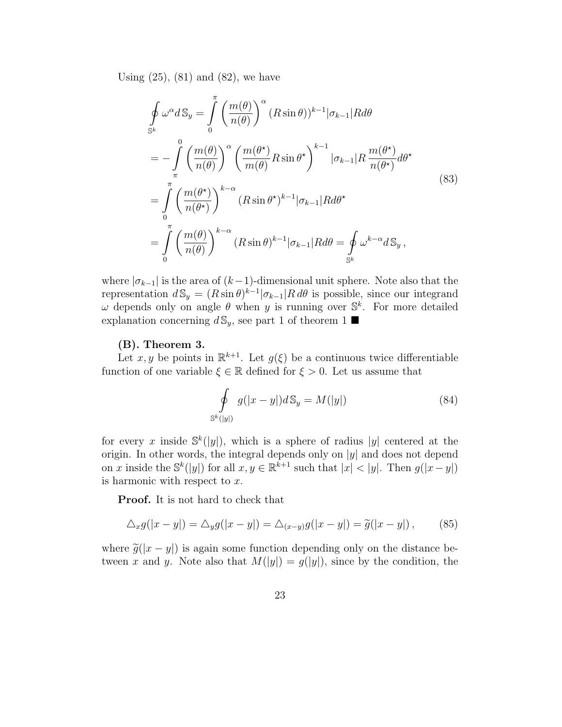Using (25), (81) and (82), we have

$$
\begin{aligned}
\oint_{\mathbb{S}^k} \omega^\alpha d\,\mathbb{S}_y &= \int_0^\pi \left(\frac{m(\theta)}{n(\theta)}\right)^\alpha (R\sin\theta))^{k-1} |\sigma_{k-1}| R d\theta \\
&= -\int_\pi^0 \left(\frac{m(\theta)}{n(\theta)}\right)^\alpha \left(\frac{m(\theta^\star)}{m(\theta)} R \sin\theta^\star\right)^{k-1} |\sigma_{k-1}| R\, \frac{m(\theta^\star)}{n(\theta^\star)} d\theta^\star \\
&= \int_0^\pi \left(\frac{m(\theta^\star)}{n(\theta^\star)}\right)^{k-\alpha} (R\sin\theta^\star)^{k-1} |\sigma_{k-1}| R d\theta^\star \\
&= \int_0^\pi \left(\frac{m(\theta)}{n(\theta)}\right)^{k-\alpha} (R\sin\theta)^{k-1} |\sigma_{k-1}| R d\theta = \oint_{\mathbb{S}^k} \omega^{k-\alpha} d\,\mathbb{S}_y\,,
\end{aligned}
\tag{83}
$$

where $|\sigma_{k-1}|$ is the area of $(k-1)$-dimensional unit sphere. Note also that the representation $d\,\mathbb{S}_y = (R\sin\theta)^{k-1}|\sigma_{k-1}|R\,d\theta$ is possible, since our integrand $\omega$ depends only on angle $\theta$ when $y$ is running over $\mathbb{S}^k$. For more detailed explanation concerning $d\,\mathbb{S}_y$, see part 1 of theorem 1 ■

**(B). Theorem 3.**

Let $x, y$ be points in $\mathbb{R}^{k+1}$. Let $g(\xi)$ be a continuous twice differentiable function of one variable $\xi \in \mathbb{R}$ defined for $\xi > 0$. Let us assume that

$$
\oint_{\mathbb{S}^k(|y|)} g(|x-y|) d\,\mathbb{S}_y = M(|y|)
\tag{84}
$$

for every $x$ inside $\mathbb{S}^k(|y|)$, which is a sphere of radius $|y|$ centered at the origin. In other words, the integral depends only on $|y|$ and does not depend on $x$ inside the $\mathbb{S}^k(|y|)$ for all $x, y \in \mathbb{R}^{k+1}$ such that $|x| < |y|$. Then $g(|x-y|)$ is harmonic with respect to $x$.

**Proof.** It is not hard to check that

$$
\triangle_x g(|x-y|) = \triangle_y g(|x-y|) = \triangle_{(x-y)} g(|x-y|) = \widetilde{g}(|x-y|)\,,
\tag{85}
$$

where $\widetilde{g}(|x-y|)$ is again some function depending only on the distance between $x$ and $y$. Note also that $M(|y|) = g(|y|)$, since by the condition, the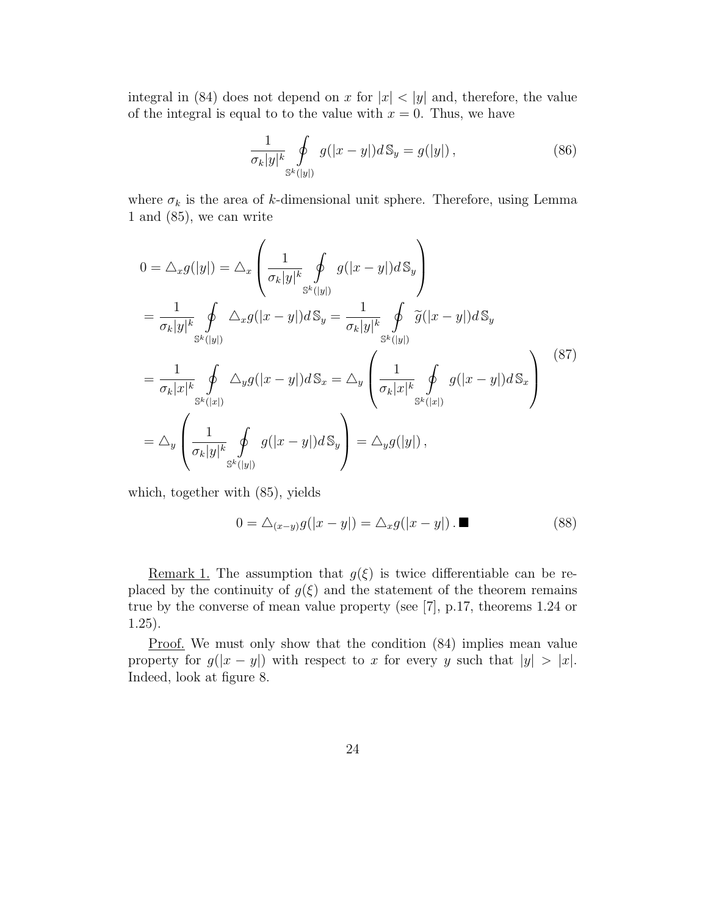integral in (84) does not depend on $x$ for $|x| < |y|$ and, therefore, the value of the integral is equal to to the value with $x = 0$. Thus, we have

$$\frac{1}{\sigma_k |y|^k} \oint\limits_{\mathbb{S}^k(|y|)} g(|x-y|) d\,\mathbb{S}_y = g(|y|)\,, \tag{86}$$

where $\sigma_k$ is the area of $k$-dimensional unit sphere. Therefore, using Lemma 1 and (85), we can write

$$\begin{aligned}
0 &= \triangle_x g(|y|) = \triangle_x \left( \frac{1}{\sigma_k |y|^k} \oint\limits_{\mathbb{S}^k(|y|)} g(|x-y|) d\,\mathbb{S}_y \right) \\
&= \frac{1}{\sigma_k |y|^k} \oint\limits_{\mathbb{S}^k(|y|)} \triangle_x g(|x-y|) d\,\mathbb{S}_y = \frac{1}{\sigma_k |y|^k} \oint\limits_{\mathbb{S}^k(|y|)} \widetilde{g}(|x-y|) d\,\mathbb{S}_y \\
&= \frac{1}{\sigma_k |x|^k} \oint\limits_{\mathbb{S}^k(|x|)} \triangle_y g(|x-y|) d\,\mathbb{S}_x = \triangle_y \left( \frac{1}{\sigma_k |x|^k} \oint\limits_{\mathbb{S}^k(|x|)} g(|x-y|) d\,\mathbb{S}_x \right) \\
&= \triangle_y \left( \frac{1}{\sigma_k |y|^k} \oint\limits_{\mathbb{S}^k(|y|)} g(|x-y|) d\,\mathbb{S}_y \right) = \triangle_y g(|y|)\,,
\end{aligned} \tag{87}$$

which, together with (85), yields

$$0 = \triangle_{(x-y)} g(|x-y|) = \triangle_x g(|x-y|)\,. \blacksquare \tag{88}$$

<u>Remark 1.</u> The assumption that $g(\xi)$ is twice differentiable can be replaced by the continuity of $g(\xi)$ and the statement of the theorem remains true by the converse of mean value property (see [7], p.17, theorems 1.24 or 1.25).

<u>Proof.</u> We must only show that the condition (84) implies mean value property for $g(|x-y|)$ with respect to $x$ for every $y$ such that $|y| > |x|$. Indeed, look at figure 8.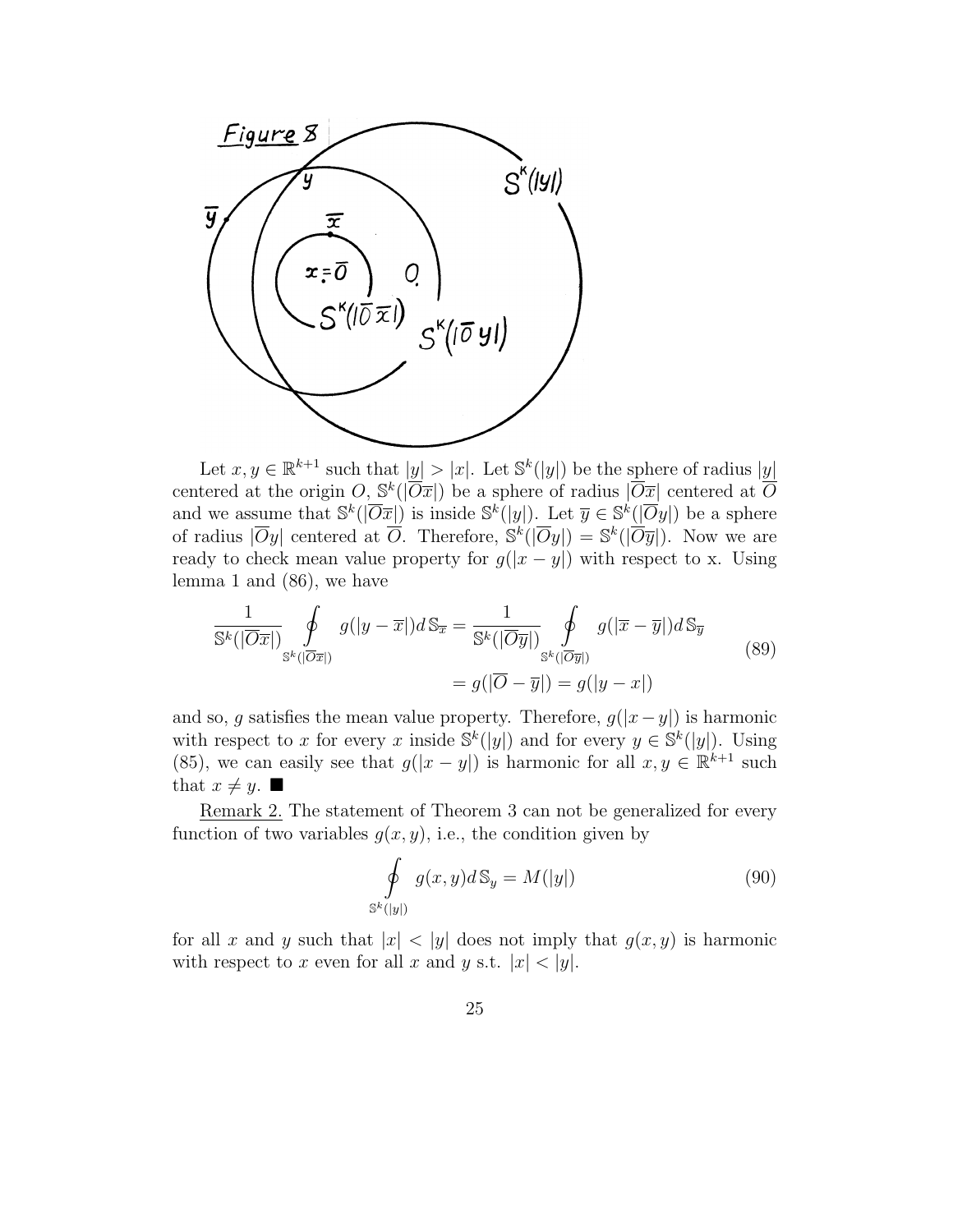Let $x, y \in \mathbb{R}^{k+1}$ such that $|y| > |x|$. Let $\mathbb{S}^k(|y|)$ be the sphere of radius $|y|$ centered at the origin $O$, $\mathbb{S}^k(|\overline{O}\overline{x}|)$ be a sphere of radius $|\overline{O}\overline{x}|$ centered at $\overline{O}$ and we assume that $\mathbb{S}^k(|\overline{O}\overline{x}|)$ is inside $\mathbb{S}^k(|y|)$. Let $\overline{y} \in \mathbb{S}^k(|\overline{O}y|)$ be a sphere of radius $|\overline{O}y|$ centered at $\overline{O}$. Therefore, $\mathbb{S}^k(|\overline{O}y|) = \mathbb{S}^k(|\overline{O}\overline{y}|)$. Now we are ready to check mean value property for $g(|x-y|)$ with respect to x. Using lemma 1 and (86), we have

$$\frac{1}{\mathbb{S}^k(|\overline{O}\overline{x}|)} \oint\limits_{\mathbb{S}^k(|\overline{O}\overline{x}|)} g(|y-\overline{x}|) d\,\mathbb{S}_{\overline{x}} = \frac{1}{\mathbb{S}^k(|\overline{O}\overline{y}|)} \oint\limits_{\mathbb{S}^k(|\overline{O}\overline{y}|)} g(|\overline{x}-\overline{y}|) d\,\mathbb{S}_{\overline{y}} \tag{89}$$
$$= g(|\overline{O}-\overline{y}|) = g(|y-x|)$$

and so, $g$ satisfies the mean value property. Therefore, $g(|x-y|)$ is harmonic with respect to $x$ for every $x$ inside $\mathbb{S}^k(|y|)$ and for every $y \in \mathbb{S}^k(|y|)$. Using (85), we can easily see that $g(|x-y|)$ is harmonic for all $x, y \in \mathbb{R}^{k+1}$ such that $x \neq y$. ■

Remark 2. The statement of Theorem 3 can not be generalized for every function of two variables $g(x, y)$, i.e., the condition given by

$$\oint\limits_{\mathbb{S}^k(|y|)} g(x,y) d\,\mathbb{S}_y = M(|y|) \tag{90}$$

for all $x$ and $y$ such that $|x| < |y|$ does not imply that $g(x, y)$ is harmonic with respect to $x$ even for all $x$ and $y$ s.t. $|x| < |y|$.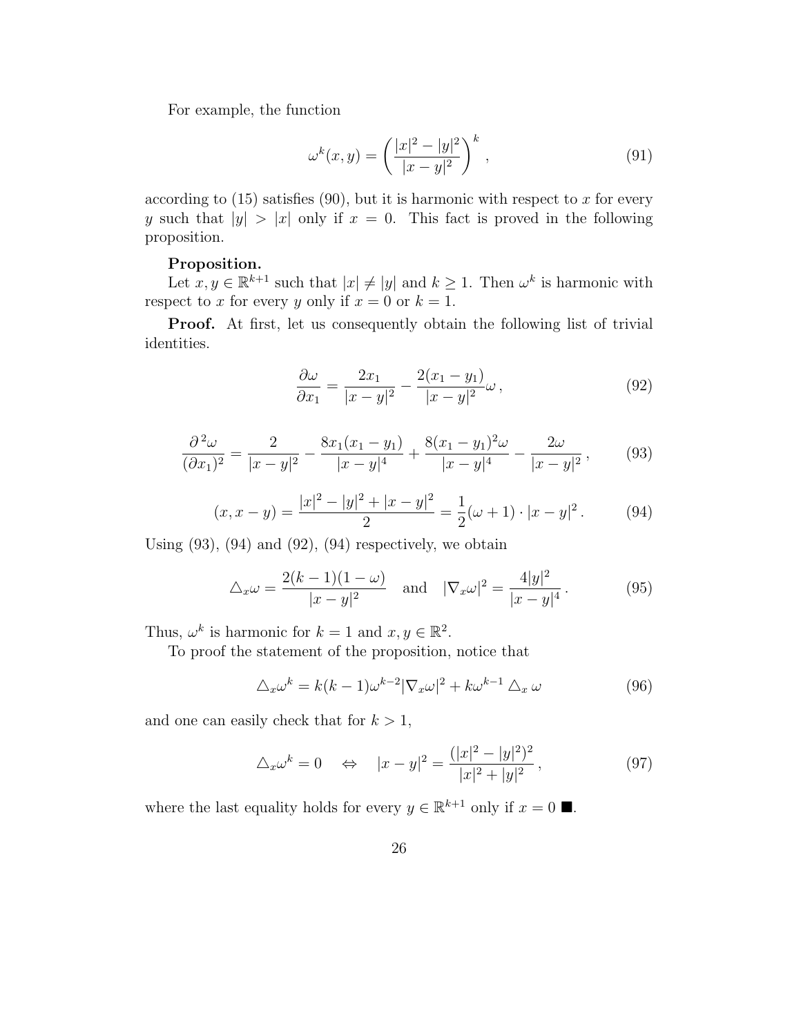For example, the function

$$\omega^k(x, y) = \left( \frac{|x|^2 - |y|^2}{|x - y|^2} \right)^k , \tag{91}$$

according to (15) satisfies (90), but it is harmonic with respect to $x$ for every $y$ such that $|y| > |x|$ only if $x = 0$. This fact is proved in the following proposition.

**Proposition.**
Let $x, y \in \mathbb{R}^{k+1}$ such that $|x| \neq |y|$ and $k \geq 1$. Then $\omega^k$ is harmonic with respect to $x$ for every $y$ only if $x = 0$ or $k = 1$.

**Proof.** At first, let us consequently obtain the following list of trivial identities.

$$\frac{\partial \omega}{\partial x_1} = \frac{2x_1}{|x - y|^2} - \frac{2(x_1 - y_1)}{|x - y|^2} \omega \,, \tag{92}$$

$$\frac{\partial^2 \omega}{(\partial x_1)^2} = \frac{2}{|x - y|^2} - \frac{8x_1(x_1 - y_1)}{|x - y|^4} + \frac{8(x_1 - y_1)^2 \omega}{|x - y|^4} - \frac{2\omega}{|x - y|^2} \,, \tag{93}$$

$$(x, x - y) = \frac{|x|^2 - |y|^2 + |x - y|^2}{2} = \frac{1}{2}(\omega + 1) \cdot |x - y|^2 \,. \tag{94}$$

Using (93), (94) and (92), (94) respectively, we obtain

$$\triangle_x \omega = \frac{2(k - 1)(1 - \omega)}{|x - y|^2} \quad \text{and} \quad |\nabla_x \omega|^2 = \frac{4|y|^2}{|x - y|^4} \,. \tag{95}$$

Thus, $\omega^k$ is harmonic for $k = 1$ and $x, y \in \mathbb{R}^2$.

To proof the statement of the proposition, notice that

$$\triangle_x \omega^k = k(k - 1)\omega^{k-2} |\nabla_x \omega|^2 + k\omega^{k-1} \triangle_x \omega \tag{96}$$

and one can easily check that for $k > 1$,

$$\triangle_x \omega^k = 0 \quad \Leftrightarrow \quad |x - y|^2 = \frac{(|x|^2 - |y|^2)^2}{|x|^2 + |y|^2} \,, \tag{97}$$

where the last equality holds for every $y \in \mathbb{R}^{k+1}$ only if $x = 0$ ■.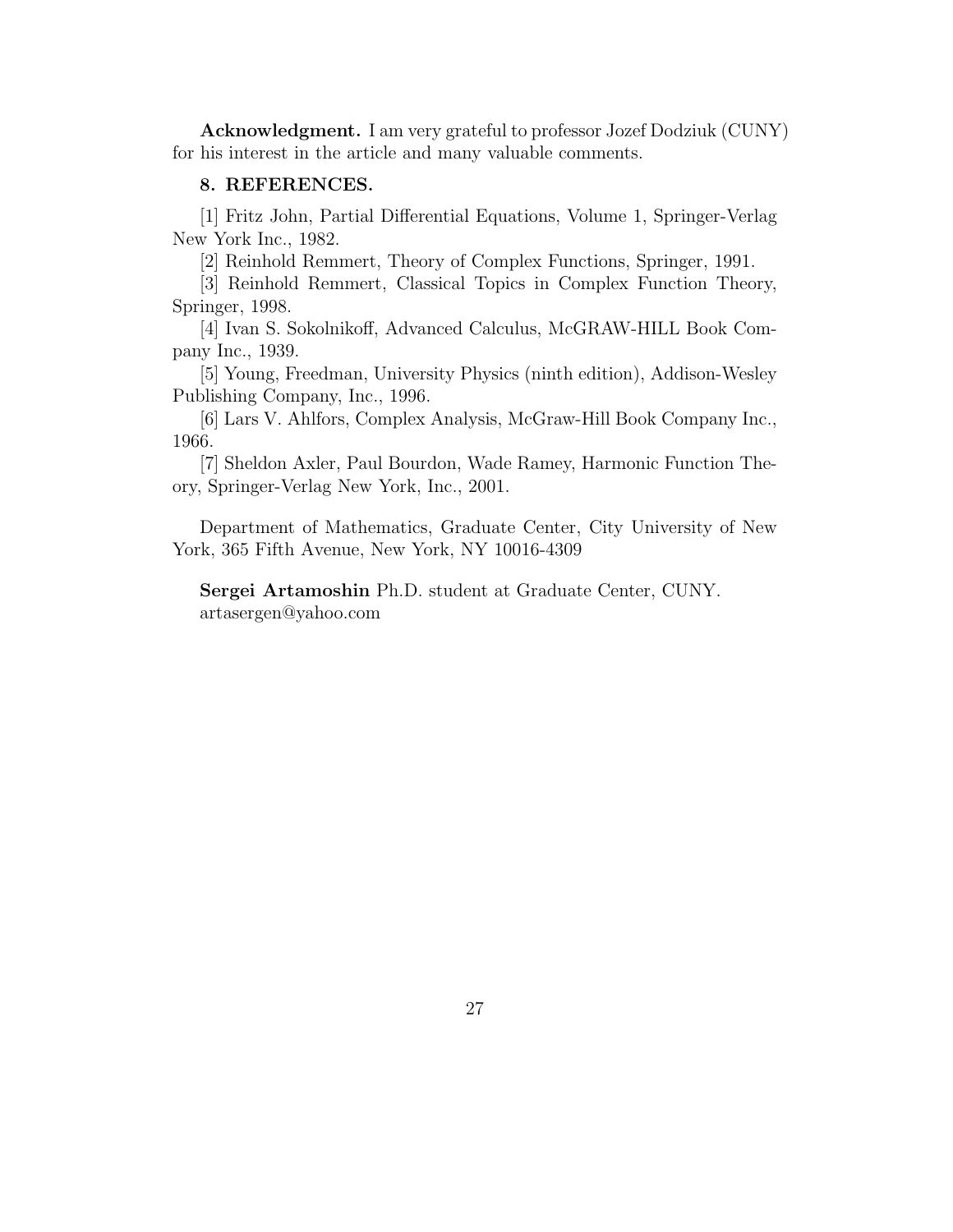**Acknowledgment.** I am very grateful to professor Jozef Dodziuk (CUNY) for his interest in the article and many valuable comments.

## 8. REFERENCES.

[1] Fritz John, Partial Differential Equations, Volume 1, Springer-Verlag New York Inc., 1982.

[2] Reinhold Remmert, Theory of Complex Functions, Springer, 1991.

[3] Reinhold Remmert, Classical Topics in Complex Function Theory, Springer, 1998.

[4] Ivan S. Sokolnikoff, Advanced Calculus, McGRAW-HILL Book Company Inc., 1939.

[5] Young, Freedman, University Physics (ninth edition), Addison-Wesley Publishing Company, Inc., 1996.

[6] Lars V. Ahlfors, Complex Analysis, McGraw-Hill Book Company Inc., 1966.

[7] Sheldon Axler, Paul Bourdon, Wade Ramey, Harmonic Function Theory, Springer-Verlag New York, Inc., 2001.

Department of Mathematics, Graduate Center, City University of New York, 365 Fifth Avenue, New York, NY 10016-4309

**Sergei Artamoshin** Ph.D. student at Graduate Center, CUNY.
artasergen@yahoo.com